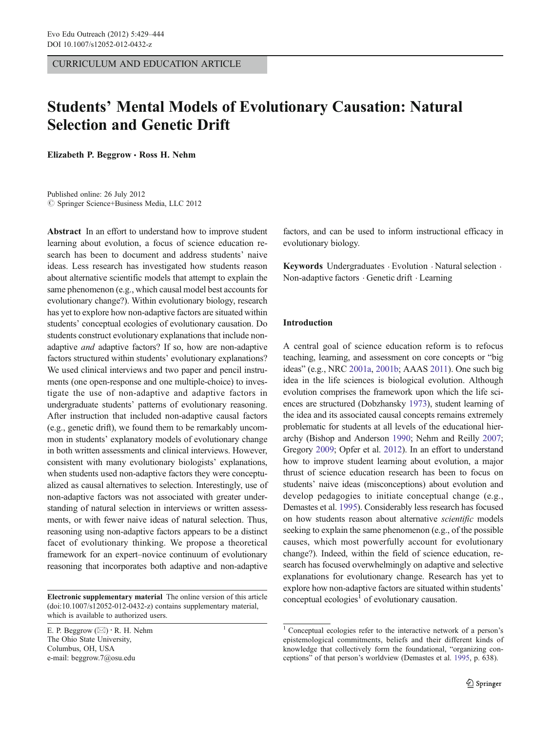CURRICULUM AND EDUCATION ARTICLE

# Students' Mental Models of Evolutionary Causation: Natural Selection and Genetic Drift

**Elizabeth P. Beggrow · Ross H. Nehm**

Published online: 26 July 2012
© Springer Science+Business Media, LLC 2012

**Abstract** In an effort to understand how to improve student learning about evolution, a focus of science education research has been to document and address students' naive ideas. Less research has investigated how students reason about alternative scientific models that attempt to explain the same phenomenon (e.g., which causal model best accounts for evolutionary change?). Within evolutionary biology, research has yet to explore how non-adaptive factors are situated within students' conceptual ecologies of evolutionary causation. Do students construct evolutionary explanations that include non-adaptive *and* adaptive factors? If so, how are non-adaptive factors structured within students' evolutionary explanations? We used clinical interviews and two paper and pencil instruments (one open-response and one multiple-choice) to investigate the use of non-adaptive and adaptive factors in undergraduate students' patterns of evolutionary reasoning. After instruction that included non-adaptive causal factors (e.g., genetic drift), we found them to be remarkably uncommon in students' explanatory models of evolutionary change in both written assessments and clinical interviews. However, consistent with many evolutionary biologists' explanations, when students used non-adaptive factors they were conceptualized as causal alternatives to selection. Interestingly, use of non-adaptive factors was not associated with greater understanding of natural selection in interviews or written assessments, or with fewer naive ideas of natural selection. Thus, reasoning using non-adaptive factors appears to be a distinct facet of evolutionary thinking. We propose a theoretical framework for an expert–novice continuum of evolutionary reasoning that incorporates both adaptive and non-adaptive factors, and can be used to inform instructional efficacy in evolutionary biology.

**Keywords** Undergraduates · Evolution · Natural selection · Non-adaptive factors · Genetic drift · Learning

**Electronic supplementary material** The online version of this article (doi:10.1007/s12052-012-0432-z) contains supplementary material, which is available to authorized users.

E. P. Beggrow (✉) · R. H. Nehm
The Ohio State University,
Columbus, OH, USA
e-mail: beggrow.7@osu.edu

## Introduction

A central goal of science education reform is to refocus teaching, learning, and assessment on core concepts or "big ideas" (e.g., NRC 2001a, 2001b; AAAS 2011). One such big idea in the life sciences is biological evolution. Although evolution comprises the framework upon which the life sciences are structured (Dobzhansky 1973), student learning of the idea and its associated causal concepts remains extremely problematic for students at all levels of the educational hierarchy (Bishop and Anderson 1990; Nehm and Reilly 2007; Gregory 2009; Opfer et al. 2012). In an effort to understand how to improve student learning about evolution, a major thrust of science education research has been to focus on students' naive ideas (misconceptions) about evolution and develop pedagogies to initiate conceptual change (e.g., Demastes et al. 1995). Considerably less research has focused on how students reason about alternative *scientific* models seeking to explain the same phenomenon (e.g., of the possible causes, which most powerfully account for evolutionary change?). Indeed, within the field of science education, research has focused overwhelmingly on adaptive and selective explanations for evolutionary change. Research has yet to explore how non-adaptive factors are situated within students' conceptual ecologies[1] of evolutionary causation.

[1] Conceptual ecologies refer to the interactive network of a person's epistemological commitments, beliefs and their different kinds of knowledge that collectively form the foundational, "organizing conceptions" of that person's worldview (Demastes et al. 1995, p. 638).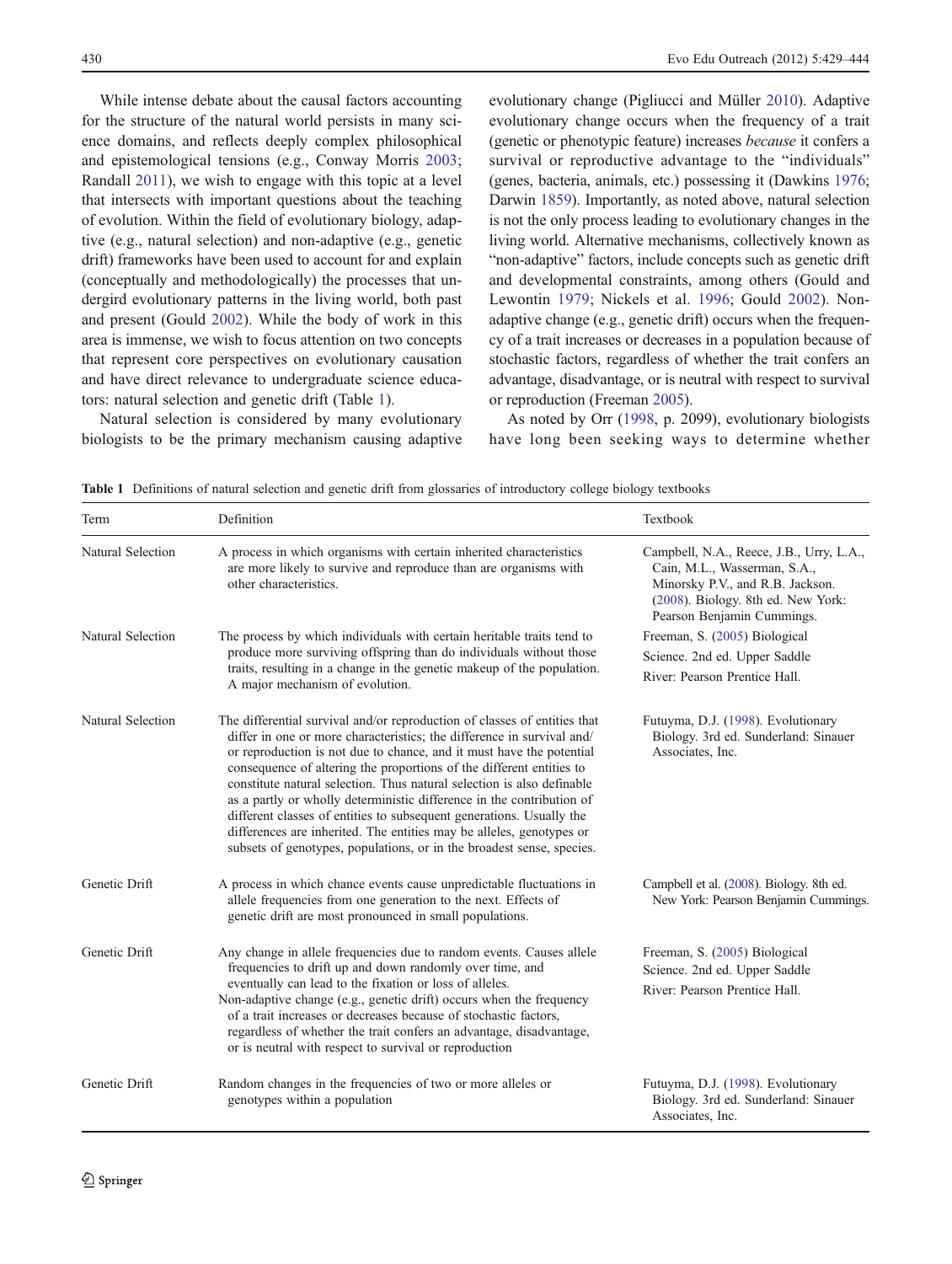While intense debate about the causal factors accounting for the structure of the natural world persists in many science domains, and reflects deeply complex philosophical and epistemological tensions (e.g., Conway Morris 2003; Randall 2011), we wish to engage with this topic at a level that intersects with important questions about the teaching of evolution. Within the field of evolutionary biology, adaptive (e.g., natural selection) and non-adaptive (e.g., genetic drift) frameworks have been used to account for and explain (conceptually and methodologically) the processes that undergird evolutionary patterns in the living world, both past and present (Gould 2002). While the body of work in this area is immense, we wish to focus attention on two concepts that represent core perspectives on evolutionary causation and have direct relevance to undergraduate science educators: natural selection and genetic drift (Table 1).

Natural selection is considered by many evolutionary biologists to be the primary mechanism causing adaptive evolutionary change (Pigliucci and Müller 2010). Adaptive evolutionary change occurs when the frequency of a trait (genetic or phenotypic feature) increases *because* it confers a survival or reproductive advantage to the "individuals" (genes, bacteria, animals, etc.) possessing it (Dawkins 1976; Darwin 1859). Importantly, as noted above, natural selection is not the only process leading to evolutionary changes in the living world. Alternative mechanisms, collectively known as "non-adaptive" factors, include concepts such as genetic drift and developmental constraints, among others (Gould and Lewontin 1979; Nickels et al. 1996; Gould 2002). Non-adaptive change (e.g., genetic drift) occurs when the frequency of a trait increases or decreases in a population because of stochastic factors, regardless of whether the trait confers an advantage, disadvantage, or is neutral with respect to survival or reproduction (Freeman 2005).

As noted by Orr (1998, p. 2099), evolutionary biologists have long been seeking ways to determine whether

**Table 1** Definitions of natural selection and genetic drift from glossaries of introductory college biology textbooks

| Term | Definition | Textbook |
|---|---|---|
| Natural Selection | A process in which organisms with certain inherited characteristics are more likely to survive and reproduce than are organisms with other characteristics. | Campbell, N.A., Reece, J.B., Urry, L.A., Cain, M.L., Wasserman, S.A., Minorsky P.V., and R.B. Jackson. (2008). Biology. 8th ed. New York: Pearson Benjamin Cummings. |
| Natural Selection | The process by which individuals with certain heritable traits tend to produce more surviving offspring than do individuals without those traits, resulting in a change in the genetic makeup of the population. A major mechanism of evolution. | Freeman, S. (2005) Biological Science. 2nd ed. Upper Saddle River: Pearson Prentice Hall. |
| Natural Selection | The differential survival and/or reproduction of classes of entities that differ in one or more characteristics; the difference in survival and/or reproduction is not due to chance, and it must have the potential consequence of altering the proportions of the different entities to constitute natural selection. Thus natural selection is also definable as a partly or wholly deterministic difference in the contribution of different classes of entities to subsequent generations. Usually the differences are inherited. The entities may be alleles, genotypes or subsets of genotypes, populations, or in the broadest sense, species. | Futuyma, D.J. (1998). Evolutionary Biology. 3rd ed. Sunderland: Sinauer Associates, Inc. |
| Genetic Drift | A process in which chance events cause unpredictable fluctuations in allele frequencies from one generation to the next. Effects of genetic drift are most pronounced in small populations. | Campbell et al. (2008). Biology. 8th ed. New York: Pearson Benjamin Cummings. |
| Genetic Drift | Any change in allele frequencies due to random events. Causes allele frequencies to drift up and down randomly over time, and eventually can lead to the fixation or loss of alleles. Non-adaptive change (e.g., genetic drift) occurs when the frequency of a trait increases or decreases because of stochastic factors, regardless of whether the trait confers an advantage, disadvantage, or is neutral with respect to survival or reproduction | Freeman, S. (2005) Biological Science. 2nd ed. Upper Saddle River: Pearson Prentice Hall. |
| Genetic Drift | Random changes in the frequencies of two or more alleles or genotypes within a population | Futuyma, D.J. (1998). Evolutionary Biology. 3rd ed. Sunderland: Sinauer Associates, Inc. |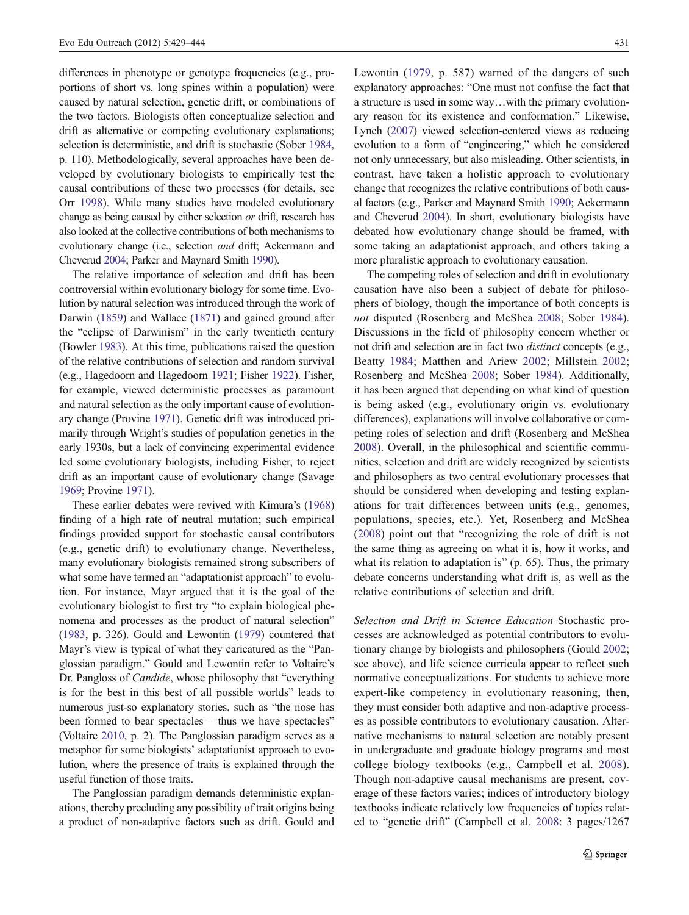differences in phenotype or genotype frequencies (e.g., proportions of short vs. long spines within a population) were caused by natural selection, genetic drift, or combinations of the two factors. Biologists often conceptualize selection and drift as alternative or competing evolutionary explanations; selection is deterministic, and drift is stochastic (Sober 1984, p. 110). Methodologically, several approaches have been developed by evolutionary biologists to empirically test the causal contributions of these two processes (for details, see Orr 1998). While many studies have modeled evolutionary change as being caused by either selection *or* drift, research has also looked at the collective contributions of both mechanisms to evolutionary change (i.e., selection *and* drift; Ackermann and Cheverud 2004; Parker and Maynard Smith 1990).

The relative importance of selection and drift has been controversial within evolutionary biology for some time. Evolution by natural selection was introduced through the work of Darwin (1859) and Wallace (1871) and gained ground after the "eclipse of Darwinism" in the early twentieth century (Bowler 1983). At this time, publications raised the question of the relative contributions of selection and random survival (e.g., Hagedoorn and Hagedoorn 1921; Fisher 1922). Fisher, for example, viewed deterministic processes as paramount and natural selection as the only important cause of evolutionary change (Provine 1971). Genetic drift was introduced primarily through Wright's studies of population genetics in the early 1930s, but a lack of convincing experimental evidence led some evolutionary biologists, including Fisher, to reject drift as an important cause of evolutionary change (Savage 1969; Provine 1971).

These earlier debates were revived with Kimura's (1968) finding of a high rate of neutral mutation; such empirical findings provided support for stochastic causal contributors (e.g., genetic drift) to evolutionary change. Nevertheless, many evolutionary biologists remained strong subscribers of what some have termed an "adaptationist approach" to evolution. For instance, Mayr argued that it is the goal of the evolutionary biologist to first try "to explain biological phenomena and processes as the product of natural selection" (1983, p. 326). Gould and Lewontin (1979) countered that Mayr's view is typical of what they caricatured as the "Panglossian paradigm." Gould and Lewontin refer to Voltaire's Dr. Pangloss of *Candide*, whose philosophy that "everything is for the best in this best of all possible worlds" leads to numerous just-so explanatory stories, such as "the nose has been formed to bear spectacles – thus we have spectacles" (Voltaire 2010, p. 2). The Panglossian paradigm serves as a metaphor for some biologists' adaptationist approach to evolution, where the presence of traits is explained through the useful function of those traits.

The Panglossian paradigm demands deterministic explanations, thereby precluding any possibility of trait origins being a product of non-adaptive factors such as drift. Gould and Lewontin (1979, p. 587) warned of the dangers of such explanatory approaches: "One must not confuse the fact that a structure is used in some way…with the primary evolutionary reason for its existence and conformation." Likewise, Lynch (2007) viewed selection-centered views as reducing evolution to a form of "engineering," which he considered not only unnecessary, but also misleading. Other scientists, in contrast, have taken a holistic approach to evolutionary change that recognizes the relative contributions of both causal factors (e.g., Parker and Maynard Smith 1990; Ackermann and Cheverud 2004). In short, evolutionary biologists have debated how evolutionary change should be framed, with some taking an adaptationist approach, and others taking a more pluralistic approach to evolutionary causation.

The competing roles of selection and drift in evolutionary causation have also been a subject of debate for philosophers of biology, though the importance of both concepts is *not* disputed (Rosenberg and McShea 2008; Sober 1984). Discussions in the field of philosophy concern whether or not drift and selection are in fact two *distinct* concepts (e.g., Beatty 1984; Matthen and Ariew 2002; Millstein 2002; Rosenberg and McShea 2008; Sober 1984). Additionally, it has been argued that depending on what kind of question is being asked (e.g., evolutionary origin vs. evolutionary differences), explanations will involve collaborative or competing roles of selection and drift (Rosenberg and McShea 2008). Overall, in the philosophical and scientific communities, selection and drift are widely recognized by scientists and philosophers as two central evolutionary processes that should be considered when developing and testing explanations for trait differences between units (e.g., genomes, populations, species, etc.). Yet, Rosenberg and McShea (2008) point out that "recognizing the role of drift is not the same thing as agreeing on what it is, how it works, and what its relation to adaptation is" (p. 65). Thus, the primary debate concerns understanding what drift is, as well as the relative contributions of selection and drift.

*Selection and Drift in Science Education* Stochastic processes are acknowledged as potential contributors to evolutionary change by biologists and philosophers (Gould 2002; see above), and life science curricula appear to reflect such normative conceptualizations. For students to achieve more expert-like competency in evolutionary reasoning, then, they must consider both adaptive and non-adaptive processes as possible contributors to evolutionary causation. Alternative mechanisms to natural selection are notably present in undergraduate and graduate biology programs and most college biology textbooks (e.g., Campbell et al. 2008). Though non-adaptive causal mechanisms are present, coverage of these factors varies; indices of introductory biology textbooks indicate relatively low frequencies of topics related to "genetic drift" (Campbell et al. 2008: 3 pages/1267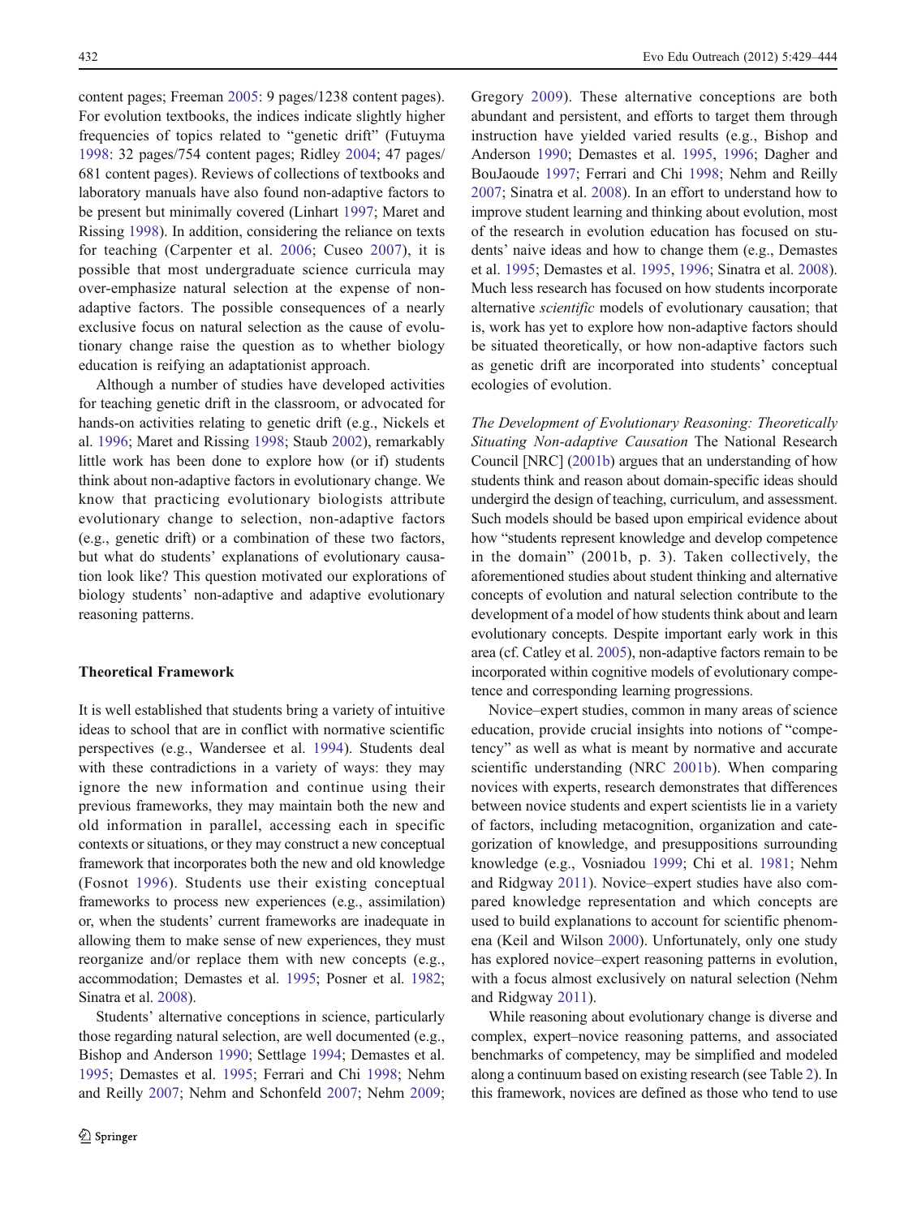content pages; Freeman 2005: 9 pages/1238 content pages). For evolution textbooks, the indices indicate slightly higher frequencies of topics related to "genetic drift" (Futuyma 1998: 32 pages/754 content pages; Ridley 2004; 47 pages/681 content pages). Reviews of collections of textbooks and laboratory manuals have also found non-adaptive factors to be present but minimally covered (Linhart 1997; Maret and Rissing 1998). In addition, considering the reliance on texts for teaching (Carpenter et al. 2006; Cuseo 2007), it is possible that most undergraduate science curricula may over-emphasize natural selection at the expense of non-adaptive factors. The possible consequences of a nearly exclusive focus on natural selection as the cause of evolutionary change raise the question as to whether biology education is reifying an adaptationist approach.

Although a number of studies have developed activities for teaching genetic drift in the classroom, or advocated for hands-on activities relating to genetic drift (e.g., Nickels et al. 1996; Maret and Rissing 1998; Staub 2002), remarkably little work has been done to explore how (or if) students think about non-adaptive factors in evolutionary change. We know that practicing evolutionary biologists attribute evolutionary change to selection, non-adaptive factors (e.g., genetic drift) or a combination of these two factors, but what do students' explanations of evolutionary causation look like? This question motivated our explorations of biology students' non-adaptive and adaptive evolutionary reasoning patterns.

## Theoretical Framework

It is well established that students bring a variety of intuitive ideas to school that are in conflict with normative scientific perspectives (e.g., Wandersee et al. 1994). Students deal with these contradictions in a variety of ways: they may ignore the new information and continue using their previous frameworks, they may maintain both the new and old information in parallel, accessing each in specific contexts or situations, or they may construct a new conceptual framework that incorporates both the new and old knowledge (Fosnot 1996). Students use their existing conceptual frameworks to process new experiences (e.g., assimilation) or, when the students' current frameworks are inadequate in allowing them to make sense of new experiences, they must reorganize and/or replace them with new concepts (e.g., accommodation; Demastes et al. 1995; Posner et al. 1982; Sinatra et al. 2008).

Students' alternative conceptions in science, particularly those regarding natural selection, are well documented (e.g., Bishop and Anderson 1990; Settlage 1994; Demastes et al. 1995; Demastes et al. 1995; Ferrari and Chi 1998; Nehm and Reilly 2007; Nehm and Schonfeld 2007; Nehm 2009; Gregory 2009). These alternative conceptions are both abundant and persistent, and efforts to target them through instruction have yielded varied results (e.g., Bishop and Anderson 1990; Demastes et al. 1995, 1996; Dagher and BouJaoude 1997; Ferrari and Chi 1998; Nehm and Reilly 2007; Sinatra et al. 2008). In an effort to understand how to improve student learning and thinking about evolution, most of the research in evolution education has focused on students' naive ideas and how to change them (e.g., Demastes et al. 1995; Demastes et al. 1995, 1996; Sinatra et al. 2008). Much less research has focused on how students incorporate alternative *scientific* models of evolutionary causation; that is, work has yet to explore how non-adaptive factors should be situated theoretically, or how non-adaptive factors such as genetic drift are incorporated into students' conceptual ecologies of evolution.

*The Development of Evolutionary Reasoning: Theoretically Situating Non-adaptive Causation* The National Research Council [NRC] (2001b) argues that an understanding of how students think and reason about domain-specific ideas should undergird the design of teaching, curriculum, and assessment. Such models should be based upon empirical evidence about how "students represent knowledge and develop competence in the domain" (2001b, p. 3). Taken collectively, the aforementioned studies about student thinking and alternative concepts of evolution and natural selection contribute to the development of a model of how students think about and learn evolutionary concepts. Despite important early work in this area (cf. Catley et al. 2005), non-adaptive factors remain to be incorporated within cognitive models of evolutionary competence and corresponding learning progressions.

Novice–expert studies, common in many areas of science education, provide crucial insights into notions of "competency" as well as what is meant by normative and accurate scientific understanding (NRC 2001b). When comparing novices with experts, research demonstrates that differences between novice students and expert scientists lie in a variety of factors, including metacognition, organization and categorization of knowledge, and presuppositions surrounding knowledge (e.g., Vosniadou 1999; Chi et al. 1981; Nehm and Ridgway 2011). Novice–expert studies have also compared knowledge representation and which concepts are used to build explanations to account for scientific phenomena (Keil and Wilson 2000). Unfortunately, only one study has explored novice–expert reasoning patterns in evolution, with a focus almost exclusively on natural selection (Nehm and Ridgway 2011).

While reasoning about evolutionary change is diverse and complex, expert–novice reasoning patterns, and associated benchmarks of competency, may be simplified and modeled along a continuum based on existing research (see Table 2). In this framework, novices are defined as those who tend to use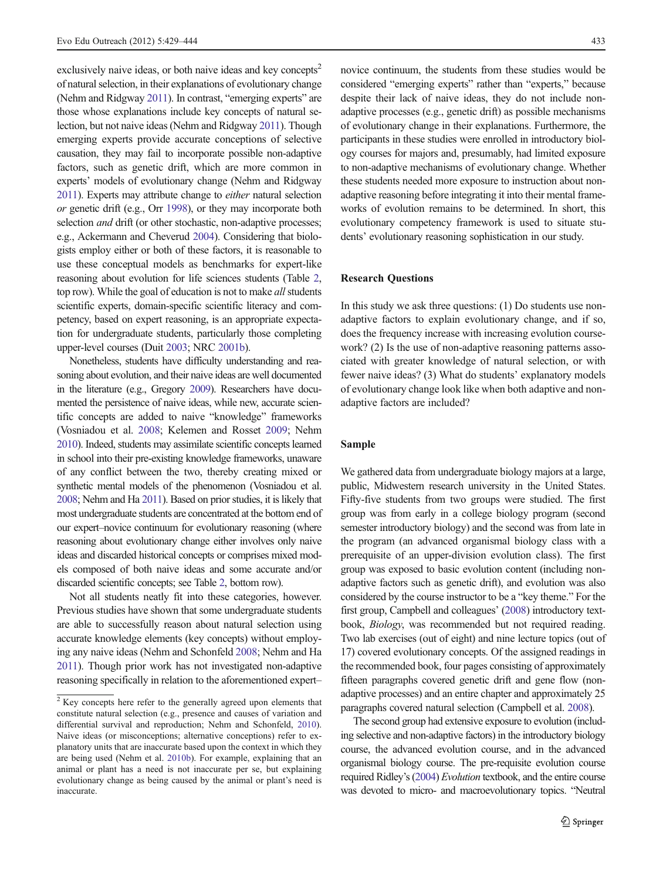exclusively naive ideas, or both naive ideas and key concepts[2] of natural selection, in their explanations of evolutionary change (Nehm and Ridgway 2011). In contrast, "emerging experts" are those whose explanations include key concepts of natural selection, but not naive ideas (Nehm and Ridgway 2011). Though emerging experts provide accurate conceptions of selective causation, they may fail to incorporate possible non-adaptive factors, such as genetic drift, which are more common in experts' models of evolutionary change (Nehm and Ridgway 2011). Experts may attribute change to *either* natural selection *or* genetic drift (e.g., Orr 1998), or they may incorporate both selection *and* drift (or other stochastic, non-adaptive processes; e.g., Ackermann and Cheverud 2004). Considering that biologists employ either or both of these factors, it is reasonable to use these conceptual models as benchmarks for expert-like reasoning about evolution for life sciences students (Table 2, top row). While the goal of education is not to make *all* students scientific experts, domain-specific scientific literacy and competency, based on expert reasoning, is an appropriate expectation for undergraduate students, particularly those completing upper-level courses (Duit 2003; NRC 2001b).

Nonetheless, students have difficulty understanding and reasoning about evolution, and their naive ideas are well documented in the literature (e.g., Gregory 2009). Researchers have documented the persistence of naive ideas, while new, accurate scientific concepts are added to naive "knowledge" frameworks (Vosniadou et al. 2008; Kelemen and Rosset 2009; Nehm 2010). Indeed, students may assimilate scientific concepts learned in school into their pre-existing knowledge frameworks, unaware of any conflict between the two, thereby creating mixed or synthetic mental models of the phenomenon (Vosniadou et al. 2008; Nehm and Ha 2011). Based on prior studies, it is likely that most undergraduate students are concentrated at the bottom end of our expert–novice continuum for evolutionary reasoning (where reasoning about evolutionary change either involves only naive ideas and discarded historical concepts or comprises mixed models composed of both naive ideas and some accurate and/or discarded scientific concepts; see Table 2, bottom row).

Not all students neatly fit into these categories, however. Previous studies have shown that some undergraduate students are able to successfully reason about natural selection using accurate knowledge elements (key concepts) without employing any naive ideas (Nehm and Schonfeld 2008; Nehm and Ha 2011). Though prior work has not investigated non-adaptive reasoning specifically in relation to the aforementioned expert–novice continuum, the students from these studies would be considered "emerging experts" rather than "experts," because despite their lack of naive ideas, they do not include non-adaptive processes (e.g., genetic drift) as possible mechanisms of evolutionary change in their explanations. Furthermore, the participants in these studies were enrolled in introductory biology courses for majors and, presumably, had limited exposure to non-adaptive mechanisms of evolutionary change. Whether these students needed more exposure to instruction about non-adaptive reasoning before integrating it into their mental frameworks of evolution remains to be determined. In short, this evolutionary competency framework is used to situate students' evolutionary reasoning sophistication in our study.

## Research Questions

In this study we ask three questions: (1) Do students use non-adaptive factors to explain evolutionary change, and if so, does the frequency increase with increasing evolution coursework? (2) Is the use of non-adaptive reasoning patterns associated with greater knowledge of natural selection, or with fewer naive ideas? (3) What do students' explanatory models of evolutionary change look like when both adaptive and non-adaptive factors are included?

## Sample

We gathered data from undergraduate biology majors at a large, public, Midwestern research university in the United States. Fifty-five students from two groups were studied. The first group was from early in a college biology program (second semester introductory biology) and the second was from late in the program (an advanced organismal biology class with a prerequisite of an upper-division evolution class). The first group was exposed to basic evolution content (including non-adaptive factors such as genetic drift), and evolution was also considered by the course instructor to be a "key theme." For the first group, Campbell and colleagues' (2008) introductory textbook, *Biology*, was recommended but not required reading. Two lab exercises (out of eight) and nine lecture topics (out of 17) covered evolutionary concepts. Of the assigned readings in the recommended book, four pages consisting of approximately fifteen paragraphs covered genetic drift and gene flow (non-adaptive processes) and an entire chapter and approximately 25 paragraphs covered natural selection (Campbell et al. 2008).

The second group had extensive exposure to evolution (including selective and non-adaptive factors) in the introductory biology course, the advanced evolution course, and in the advanced organismal biology course. The pre-requisite evolution course required Ridley's (2004) *Evolution* textbook, and the entire course was devoted to micro- and macroevolutionary topics. "Neutral

[2] Key concepts here refer to the generally agreed upon elements that constitute natural selection (e.g., presence and causes of variation and differential survival and reproduction; Nehm and Schonfeld, 2010). Naive ideas (or misconceptions; alternative conceptions) refer to explanatory units that are inaccurate based upon the context in which they are being used (Nehm et al. 2010b). For example, explaining that an animal or plant has a need is not inaccurate per se, but explaining evolutionary change as being caused by the animal or plant's need is inaccurate.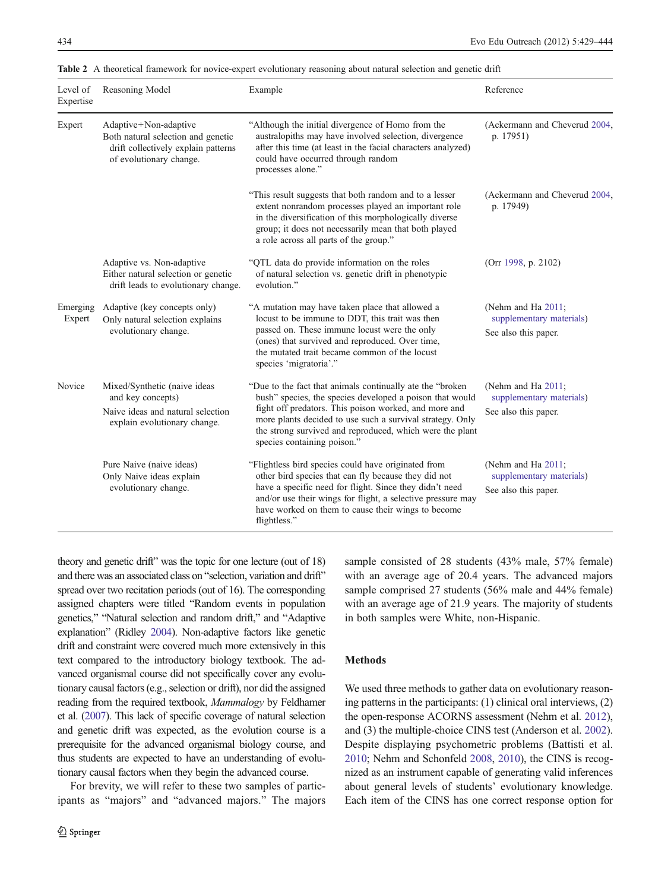Table 2 A theoretical framework for novice-expert evolutionary reasoning about natural selection and genetic drift

| Level of Expertise | Reasoning Model | Example | Reference |
|---|---|---|---|
| Expert | Adaptive+Non-adaptive<br>Both natural selection and genetic drift collectively explain patterns of evolutionary change. | "Although the initial divergence of Homo from the australopiths may have involved selection, divergence after this time (at least in the facial characters analyzed) could have occurred through random processes alone." | (Ackermann and Cheverud 2004, p. 17951) |
| | | "This result suggests that both random and to a lesser extent nonrandom processes played an important role in the diversification of this morphologically diverse group; it does not necessarily mean that both played a role across all parts of the group." | (Ackermann and Cheverud 2004, p. 17949) |
| | Adaptive vs. Non-adaptive<br>Either natural selection or genetic drift leads to evolutionary change. | "QTL data do provide information on the roles of natural selection vs. genetic drift in phenotypic evolution." | (Orr 1998, p. 2102) |
| Emerging Expert | Adaptive (key concepts only)<br>Only natural selection explains evolutionary change. | "A mutation may have taken place that allowed a locust to be immune to DDT, this trait was then passed on. These immune locust were the only (ones) that survived and reproduced. Over time, the mutated trait became common of the locust species 'migratoria'." | (Nehm and Ha 2011; supplementary materials)<br>See also this paper. |
| Novice | Mixed/Synthetic (naive ideas and key concepts)<br>Naive ideas and natural selection explain evolutionary change. | "Due to the fact that animals continually ate the "broken bush" species, the species developed a poison that would fight off predators. This poison worked, and more and more plants decided to use such a survival strategy. Only the strong survived and reproduced, which were the plant species containing poison." | (Nehm and Ha 2011; supplementary materials)<br>See also this paper. |
| | Pure Naive (naive ideas)<br>Only Naive ideas explain evolutionary change. | "Flightless bird species could have originated from other bird species that can fly because they did not have a specific need for flight. Since they didn't need and/or use their wings for flight, a selective pressure may have worked on them to cause their wings to become flightless." | (Nehm and Ha 2011; supplementary materials)<br>See also this paper. |

theory and genetic drift" was the topic for one lecture (out of 18) and there was an associated class on "selection, variation and drift" spread over two recitation periods (out of 16). The corresponding assigned chapters were titled "Random events in population genetics," "Natural selection and random drift," and "Adaptive explanation" (Ridley 2004). Non-adaptive factors like genetic drift and constraint were covered much more extensively in this text compared to the introductory biology textbook. The advanced organismal course did not specifically cover any evolutionary causal factors (e.g., selection or drift), nor did the assigned reading from the required textbook, *Mammalogy* by Feldhamer et al. (2007). This lack of specific coverage of natural selection and genetic drift was expected, as the evolution course is a prerequisite for the advanced organismal biology course, and thus students are expected to have an understanding of evolutionary causal factors when they begin the advanced course.

For brevity, we will refer to these two samples of participants as "majors" and "advanced majors." The majors sample consisted of 28 students (43% male, 57% female) with an average age of 20.4 years. The advanced majors sample comprised 27 students (56% male and 44% female) with an average age of 21.9 years. The majority of students in both samples were White, non-Hispanic.

## Methods

We used three methods to gather data on evolutionary reasoning patterns in the participants: (1) clinical oral interviews, (2) the open-response ACORNS assessment (Nehm et al. 2012), and (3) the multiple-choice CINS test (Anderson et al. 2002). Despite displaying psychometric problems (Battisti et al. 2010; Nehm and Schonfeld 2008, 2010), the CINS is recognized as an instrument capable of generating valid inferences about general levels of students' evolutionary knowledge. Each item of the CINS has one correct response option for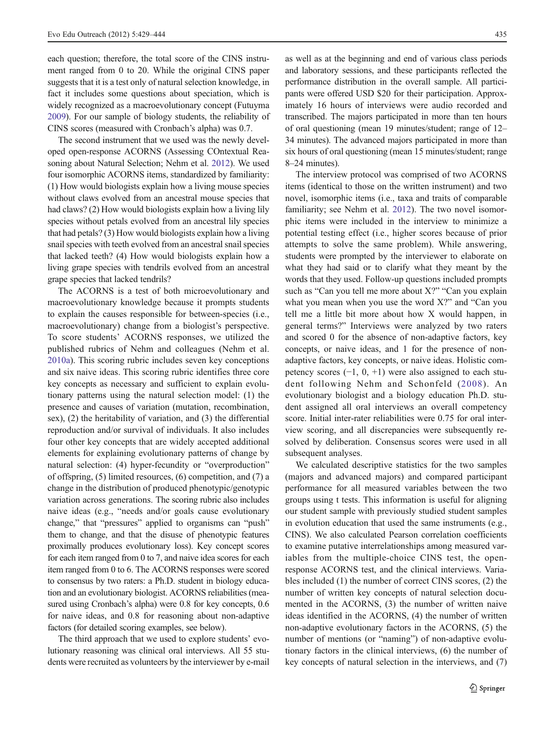each question; therefore, the total score of the CINS instrument ranged from 0 to 20. While the original CINS paper suggests that it is a test only of natural selection knowledge, in fact it includes some questions about speciation, which is widely recognized as a macroevolutionary concept (Futuyma 2009). For our sample of biology students, the reliability of CINS scores (measured with Cronbach's alpha) was 0.7.

The second instrument that we used was the newly developed open-response ACORNS (Assessing COntextual Reasoning about Natural Selection; Nehm et al. 2012). We used four isomorphic ACORNS items, standardized by familiarity: (1) How would biologists explain how a living mouse species without claws evolved from an ancestral mouse species that had claws? (2) How would biologists explain how a living lily species without petals evolved from an ancestral lily species that had petals? (3) How would biologists explain how a living snail species with teeth evolved from an ancestral snail species that lacked teeth? (4) How would biologists explain how a living grape species with tendrils evolved from an ancestral grape species that lacked tendrils?

The ACORNS is a test of both microevolutionary and macroevolutionary knowledge because it prompts students to explain the causes responsible for between-species (i.e., macroevolutionary) change from a biologist's perspective. To score students' ACORNS responses, we utilized the published rubrics of Nehm and colleagues (Nehm et al. 2010a). This scoring rubric includes seven key conceptions and six naive ideas. This scoring rubric identifies three core key concepts as necessary and sufficient to explain evolutionary patterns using the natural selection model: (1) the presence and causes of variation (mutation, recombination, sex), (2) the heritability of variation, and (3) the differential reproduction and/or survival of individuals. It also includes four other key concepts that are widely accepted additional elements for explaining evolutionary patterns of change by natural selection: (4) hyper-fecundity or "overproduction" of offspring, (5) limited resources, (6) competition, and (7) a change in the distribution of produced phenotypic/genotypic variation across generations. The scoring rubric also includes naive ideas (e.g., "needs and/or goals cause evolutionary change," that "pressures" applied to organisms can "push" them to change, and that the disuse of phenotypic features proximally produces evolutionary loss). Key concept scores for each item ranged from 0 to 7, and naive idea scores for each item ranged from 0 to 6. The ACORNS responses were scored to consensus by two raters: a Ph.D. student in biology education and an evolutionary biologist. ACORNS reliabilities (measured using Cronbach's alpha) were 0.8 for key concepts, 0.6 for naive ideas, and 0.8 for reasoning about non-adaptive factors (for detailed scoring examples, see below).

The third approach that we used to explore students' evolutionary reasoning was clinical oral interviews. All 55 students were recruited as volunteers by the interviewer by e-mail as well as at the beginning and end of various class periods and laboratory sessions, and these participants reflected the performance distribution in the overall sample. All participants were offered USD $20 for their participation. Approximately 16 hours of interviews were audio recorded and transcribed. The majors participated in more than ten hours of oral questioning (mean 19 minutes/student; range of 12–34 minutes). The advanced majors participated in more than six hours of oral questioning (mean 15 minutes/student; range 8–24 minutes).

The interview protocol was comprised of two ACORNS items (identical to those on the written instrument) and two novel, isomorphic items (i.e., taxa and traits of comparable familiarity; see Nehm et al. 2012). The two novel isomorphic items were included in the interview to minimize a potential testing effect (i.e., higher scores because of prior attempts to solve the same problem). While answering, students were prompted by the interviewer to elaborate on what they had said or to clarify what they meant by the words that they used. Follow-up questions included prompts such as "Can you tell me more about X?" "Can you explain what you mean when you use the word X?" and "Can you tell me a little bit more about how X would happen, in general terms?" Interviews were analyzed by two raters and scored 0 for the absence of non-adaptive factors, key concepts, or naive ideas, and 1 for the presence of non-adaptive factors, key concepts, or naive ideas. Holistic competency scores (−1, 0, +1) were also assigned to each student following Nehm and Schonfeld (2008). An evolutionary biologist and a biology education Ph.D. student assigned all oral interviews an overall competency score. Initial inter-rater reliabilities were 0.75 for oral interview scoring, and all discrepancies were subsequently resolved by deliberation. Consensus scores were used in all subsequent analyses.

We calculated descriptive statistics for the two samples (majors and advanced majors) and compared participant performance for all measured variables between the two groups using t tests. This information is useful for aligning our student sample with previously studied student samples in evolution education that used the same instruments (e.g., CINS). We also calculated Pearson correlation coefficients to examine putative interrelationships among measured variables from the multiple-choice CINS test, the open-response ACORNS test, and the clinical interviews. Variables included (1) the number of correct CINS scores, (2) the number of written key concepts of natural selection documented in the ACORNS, (3) the number of written naive ideas identified in the ACORNS, (4) the number of written non-adaptive evolutionary factors in the ACORNS, (5) the number of mentions (or "naming") of non-adaptive evolutionary factors in the clinical interviews, (6) the number of key concepts of natural selection in the interviews, and (7)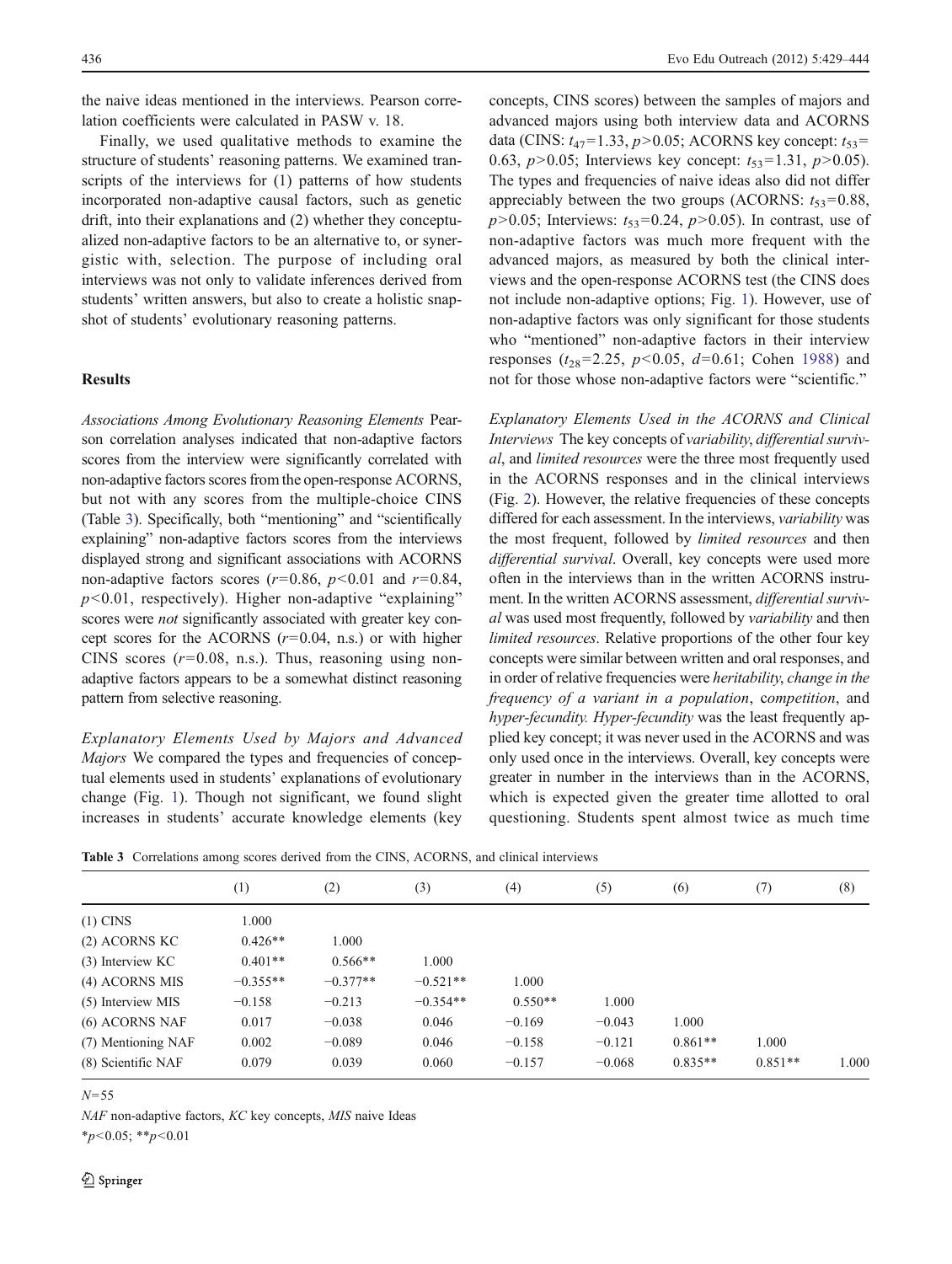the naive ideas mentioned in the interviews. Pearson correlation coefficients were calculated in PASW v. 18.

Finally, we used qualitative methods to examine the structure of students' reasoning patterns. We examined transcripts of the interviews for (1) patterns of how students incorporated non-adaptive causal factors, such as genetic drift, into their explanations and (2) whether they conceptualized non-adaptive factors to be an alternative to, or synergistic with, selection. The purpose of including oral interviews was not only to validate inferences derived from students' written answers, but also to create a holistic snapshot of students' evolutionary reasoning patterns.

## Results

*Associations Among Evolutionary Reasoning Elements* Pearson correlation analyses indicated that non-adaptive factors scores from the interview were significantly correlated with non-adaptive factors scores from the open-response ACORNS, but not with any scores from the multiple-choice CINS (Table 3). Specifically, both "mentioning" and "scientifically explaining" non-adaptive factors scores from the interviews displayed strong and significant associations with ACORNS non-adaptive factors scores ($r=0.86$, $p<0.01$ and $r=0.84$, $p<0.01$, respectively). Higher non-adaptive "explaining" scores were *not* significantly associated with greater key concept scores for the ACORNS ($r=0.04$, n.s.) or with higher CINS scores ($r=0.08$, n.s.). Thus, reasoning using non-adaptive factors appears to be a somewhat distinct reasoning pattern from selective reasoning.

*Explanatory Elements Used by Majors and Advanced Majors* We compared the types and frequencies of conceptual elements used in students' explanations of evolutionary change (Fig. 1). Though not significant, we found slight increases in students' accurate knowledge elements (key concepts, CINS scores) between the samples of majors and advanced majors using both interview data and ACORNS data (CINS: $t_{47}=1.33$, $p>0.05$; ACORNS key concept: $t_{53}=0.63$, $p>0.05$; Interviews key concept: $t_{53}=1.31$, $p>0.05$). The types and frequencies of naive ideas also did not differ appreciably between the two groups (ACORNS: $t_{53}=0.88$, $p>0.05$; Interviews: $t_{53}=0.24$, $p>0.05$). In contrast, use of non-adaptive factors was much more frequent with the advanced majors, as measured by both the clinical interviews and the open-response ACORNS test (the CINS does not include non-adaptive options; Fig. 1). However, use of non-adaptive factors was only significant for those students who "mentioned" non-adaptive factors in their interview responses ($t_{28}=2.25$, $p<0.05$, $d=0.61$; Cohen 1988) and not for those whose non-adaptive factors were "scientific."

*Explanatory Elements Used in the ACORNS and Clinical Interviews* The key concepts of *variability*, *differential survival*, and *limited resources* were the three most frequently used in the ACORNS responses and in the clinical interviews (Fig. 2). However, the relative frequencies of these concepts differed for each assessment. In the interviews, *variability* was the most frequent, followed by *limited resources* and then *differential survival*. Overall, key concepts were used more often in the interviews than in the written ACORNS instrument. In the written ACORNS assessment, *differential survival* was used most frequently, followed by *variability* and then *limited resources*. Relative proportions of the other four key concepts were similar between written and oral responses, and in order of relative frequencies were *heritability*, *change in the frequency of a variant in a population*, *competition*, and *hyper-fecundity*. *Hyper-fecundity* was the least frequently applied key concept; it was never used in the ACORNS and was only used once in the interviews. Overall, key concepts were greater in number in the interviews than in the ACORNS, which is expected given the greater time allotted to oral questioning. Students spent almost twice as much time

**Table 3** Correlations among scores derived from the CINS, ACORNS, and clinical interviews

| | (1) | (2) | (3) | (4) | (5) | (6) | (7) | (8) |
|---|---|---|---|---|---|---|---|---|
| (1) CINS | 1.000 | | | | | | | |
| (2) ACORNS KC | 0.426** | 1.000 | | | | | | |
| (3) Interview KC | 0.401** | 0.566** | 1.000 | | | | | |
| (4) ACORNS MIS | −0.355** | −0.377** | −0.521** | 1.000 | | | | |
| (5) Interview MIS | −0.158 | −0.213 | −0.354** | 0.550** | 1.000 | | | |
| (6) ACORNS NAF | 0.017 | −0.038 | 0.046 | −0.169 | −0.043 | 1.000 | | |
| (7) Mentioning NAF | 0.002 | −0.089 | 0.046 | −0.158 | −0.121 | 0.861** | 1.000 | |
| (8) Scientific NAF | 0.079 | 0.039 | 0.060 | −0.157 | −0.068 | 0.835** | 0.851** | 1.000 |

$N=55$

*NAF* non-adaptive factors, *KC* key concepts, *MIS* naive Ideas

*$p<0.05$; **$p<0.01$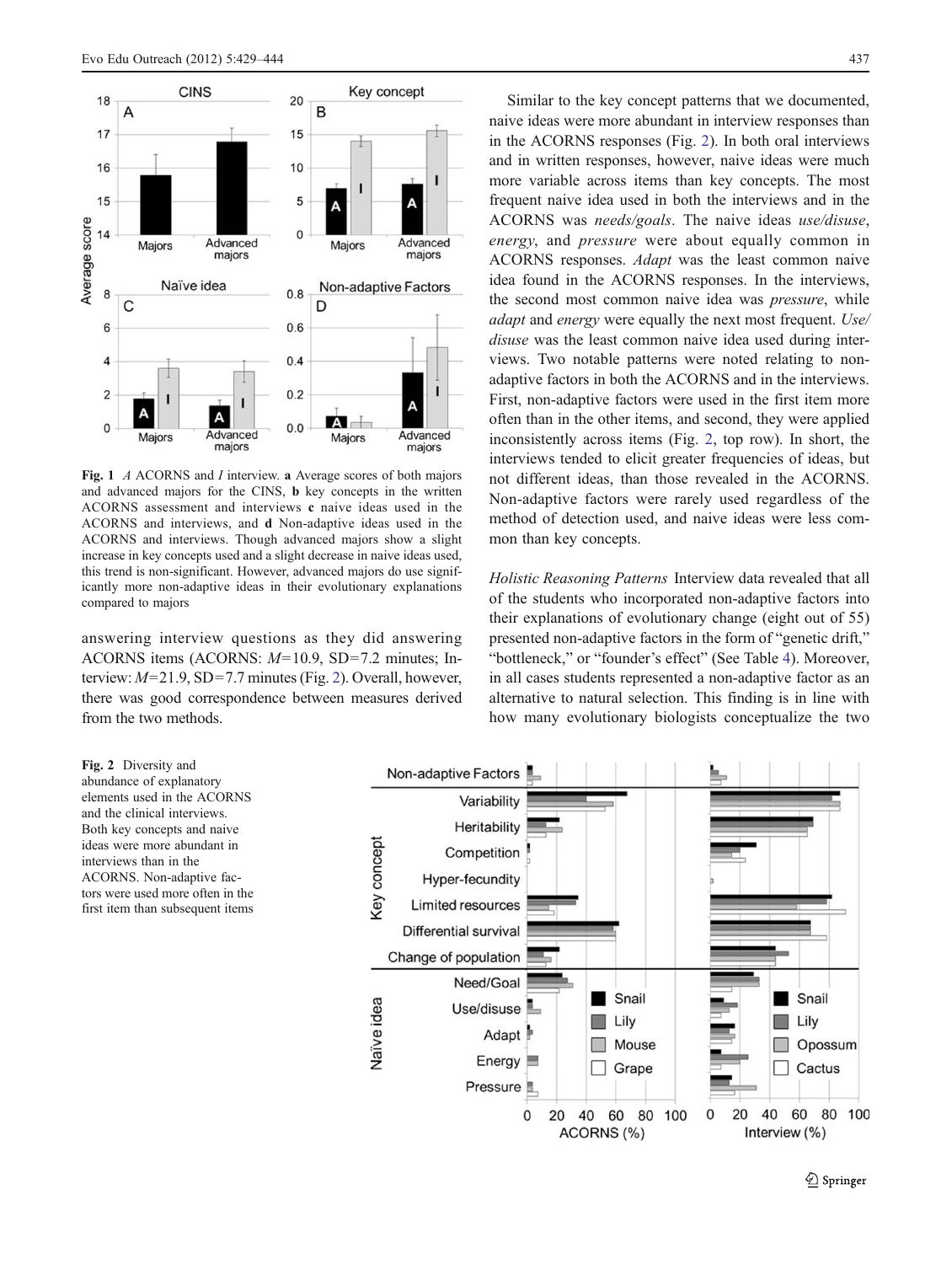**Fig. 1** *A* ACORNS and *I* interview. **a** Average scores of both majors and advanced majors for the CINS, **b** key concepts in the written ACORNS assessment and interviews **c** naive ideas used in the ACORNS and interviews, and **d** Non-adaptive ideas used in the ACORNS and interviews. Though advanced majors show a slight increase in key concepts used and a slight decrease in naive ideas used, this trend is non-significant. However, advanced majors do use significantly more non-adaptive ideas in their evolutionary explanations compared to majors

answering interview questions as they did answering ACORNS items (ACORNS: $M=10.9$, $SD=7.2$ minutes; Interview: $M=21.9$, $SD=7.7$ minutes (Fig. 2). Overall, however, there was good correspondence between measures derived from the two methods.

**Fig. 2** Diversity and abundance of explanatory elements used in the ACORNS and the clinical interviews. Both key concepts and naive ideas were more abundant in interviews than in the ACORNS. Non-adaptive factors were used more often in the first item than subsequent items

Similar to the key concept patterns that we documented, naive ideas were more abundant in interview responses than in the ACORNS responses (Fig. 2). In both oral interviews and in written responses, however, naive ideas were much more variable across items than key concepts. The most frequent naive idea used in both the interviews and in the ACORNS was *needs/goals*. The naive ideas *use/disuse*, *energy*, and *pressure* were about equally common in ACORNS responses. *Adapt* was the least common naive idea found in the ACORNS responses. In the interviews, the second most common naive idea was *pressure*, while *adapt* and *energy* were equally the next most frequent. *Use/disuse* was the least common naive idea used during interviews. Two notable patterns were noted relating to non-adaptive factors in both the ACORNS and in the interviews. First, non-adaptive factors were used in the first item more often than in the other items, and second, they were applied inconsistently across items (Fig. 2, top row). In short, the interviews tended to elicit greater frequencies of ideas, but not different ideas, than those revealed in the ACORNS. Non-adaptive factors were rarely used regardless of the method of detection used, and naive ideas were less common than key concepts.

*Holistic Reasoning Patterns* Interview data revealed that all of the students who incorporated non-adaptive factors into their explanations of evolutionary change (eight out of 55) presented non-adaptive factors in the form of "genetic drift," "bottleneck," or "founder's effect" (See Table 4). Moreover, in all cases students represented a non-adaptive factor as an alternative to natural selection. This finding is in line with how many evolutionary biologists conceptualize the two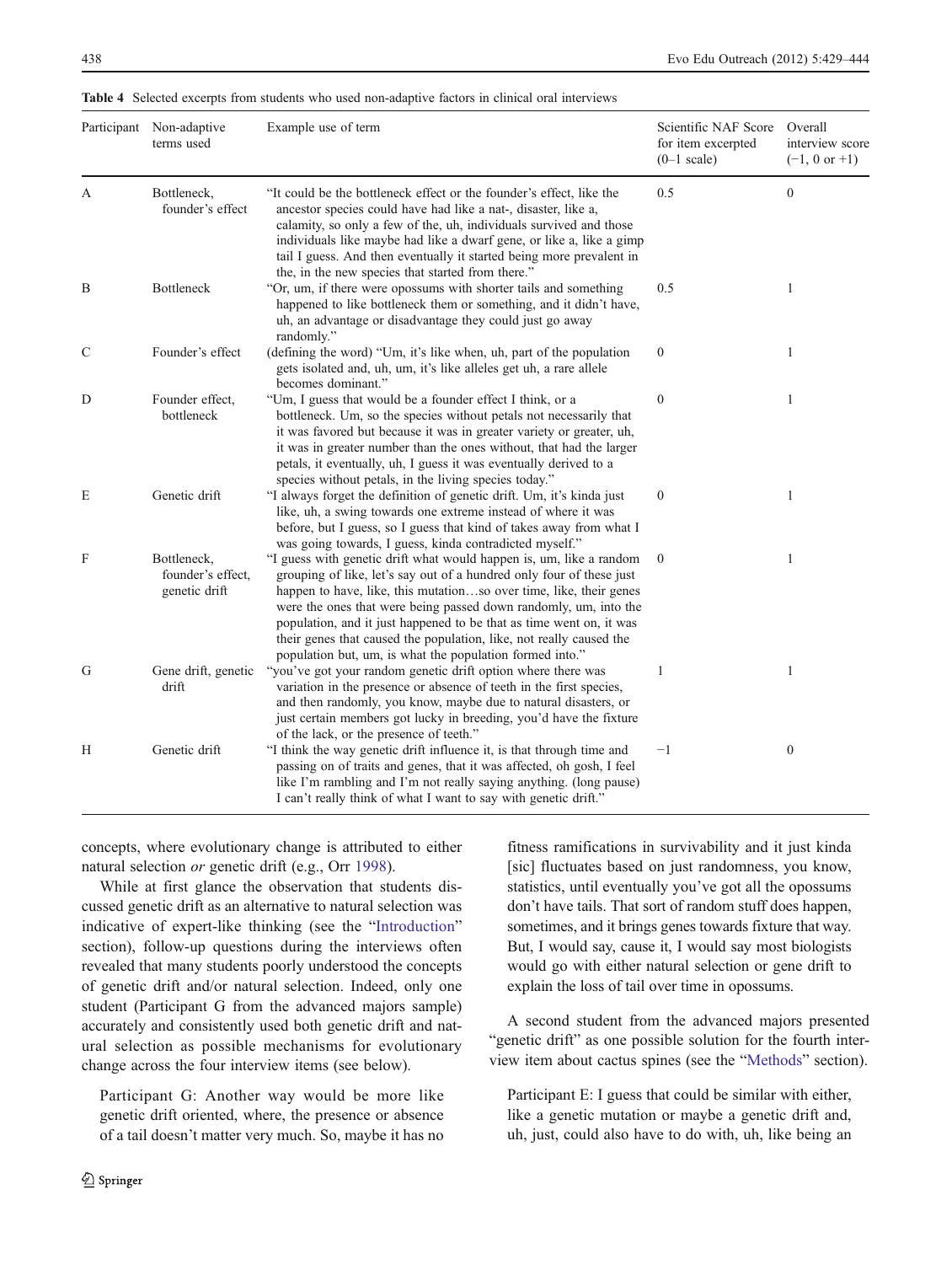**Table 4** Selected excerpts from students who used non-adaptive factors in clinical oral interviews

| Participant | Non-adaptive terms used | Example use of term | Scientific NAF Score for item excerpted (0–1 scale) | Overall interview score (−1, 0 or +1) |
|---|---|---|---|---|
| A | Bottleneck, founder's effect | "It could be the bottleneck effect or the founder's effect, like the ancestor species could have had like a nat-, disaster, like a, calamity, so only a few of the, uh, individuals survived and those individuals like maybe had like a dwarf gene, or like a, like a gimp tail I guess. And then eventually it started being more prevalent in the, in the new species that started from there." | 0.5 | 0 |
| B | Bottleneck | "Or, um, if there were opossums with shorter tails and something happened to like bottleneck them or something, and it didn't have, uh, an advantage or disadvantage they could just go away randomly." | 0.5 | 1 |
| C | Founder's effect | (defining the word) "Um, it's like when, uh, part of the population gets isolated and, uh, um, it's like alleles get uh, a rare allele becomes dominant." | 0 | 1 |
| D | Founder effect, bottleneck | "Um, I guess that would be a founder effect I think, or a bottleneck. Um, so the species without petals not necessarily that it was favored but because it was in greater variety or greater, uh, it was in greater number than the ones without, that had the larger petals, it eventually, uh, I guess it was eventually derived to a species without petals, in the living species today." | 0 | 1 |
| E | Genetic drift | "I always forget the definition of genetic drift. Um, it's kinda just like, uh, a swing towards one extreme instead of where it was before, but I guess, so I guess that kind of takes away from what I was going towards, I guess, kinda contradicted myself." | 0 | 1 |
| F | Bottleneck, founder's effect, genetic drift | "I guess with genetic drift what would happen is, um, like a random grouping of like, let's say out of a hundred only four of these just happen to have, like, this mutation…so over time, like, their genes were the ones that were being passed down randomly, um, into the population, and it just happened to be that as time went on, it was their genes that caused the population, like, not really caused the population but, um, is what the population formed into." | 0 | 1 |
| G | Gene drift, genetic drift | "you've got your random genetic drift option where there was variation in the presence or absence of teeth in the first species, and then randomly, you know, maybe due to natural disasters, or just certain members got lucky in breeding, you'd have the fixture of the lack, or the presence of teeth." | 1 | 1 |
| H | Genetic drift | "I think the way genetic drift influence it, is that through time and passing on of traits and genes, that it was affected, oh gosh, I feel like I'm rambling and I'm not really saying anything. (long pause) I can't really think of what I want to say with genetic drift." | −1 | 0 |

concepts, where evolutionary change is attributed to either natural selection *or* genetic drift (e.g., Orr 1998).

While at first glance the observation that students discussed genetic drift as an alternative to natural selection was indicative of expert-like thinking (see the "Introduction" section), follow-up questions during the interviews often revealed that many students poorly understood the concepts of genetic drift and/or natural selection. Indeed, only one student (Participant G from the advanced majors sample) accurately and consistently used both genetic drift and natural selection as possible mechanisms for evolutionary change across the four interview items (see below).

> Participant G: Another way would be more like genetic drift oriented, where, the presence or absence of a tail doesn't matter very much. So, maybe it has no fitness ramifications in survivability and it just kinda [sic] fluctuates based on just randomness, you know, statistics, until eventually you've got all the opossums don't have tails. That sort of random stuff does happen, sometimes, and it brings genes towards fixture that way. But, I would say, cause it, I would say most biologists would go with either natural selection or gene drift to explain the loss of tail over time in opossums.

A second student from the advanced majors presented "genetic drift" as one possible solution for the fourth interview item about cactus spines (see the "Methods" section).

> Participant E: I guess that could be similar with either, like a genetic mutation or maybe a genetic drift and, uh, just, could also have to do with, uh, like being an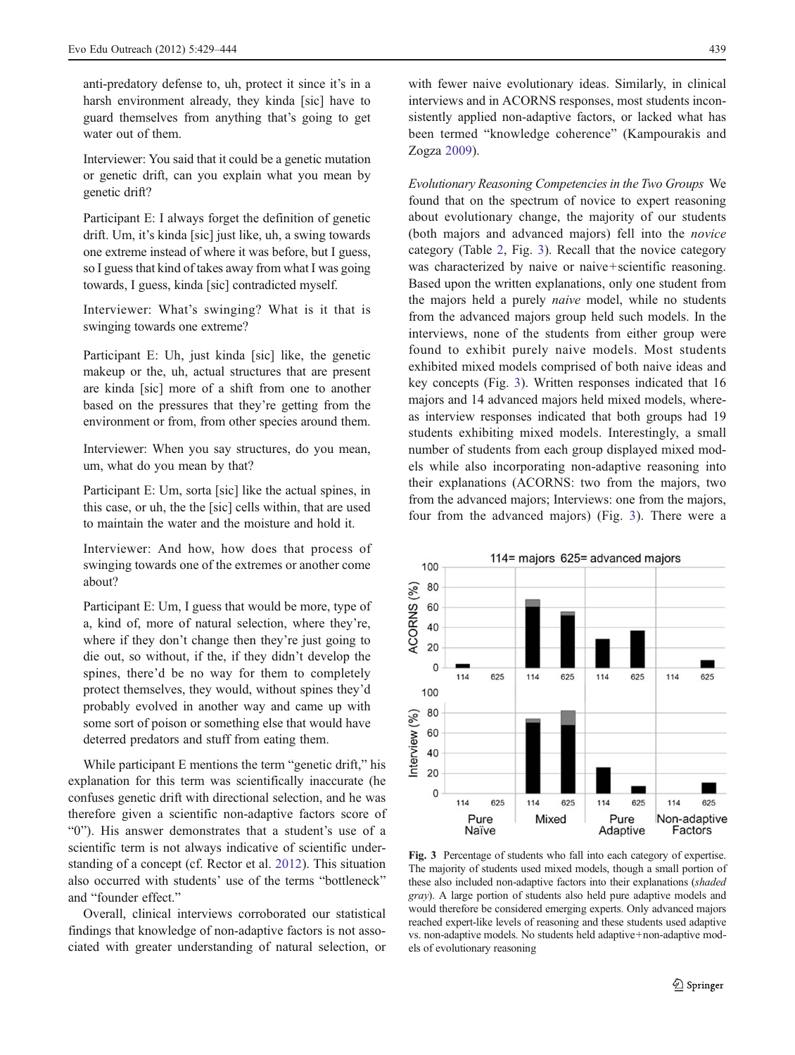anti-predatory defense to, uh, protect it since it's in a harsh environment already, they kinda [sic] have to guard themselves from anything that's going to get water out of them.

Interviewer: You said that it could be a genetic mutation or genetic drift, can you explain what you mean by genetic drift?

Participant E: I always forget the definition of genetic drift. Um, it's kinda [sic] just like, uh, a swing towards one extreme instead of where it was before, but I guess, so I guess that kind of takes away from what I was going towards, I guess, kinda [sic] contradicted myself.

Interviewer: What's swinging? What is it that is swinging towards one extreme?

Participant E: Uh, just kinda [sic] like, the genetic makeup or the, uh, actual structures that are present are kinda [sic] more of a shift from one to another based on the pressures that they're getting from the environment or from, from other species around them.

Interviewer: When you say structures, do you mean, um, what do you mean by that?

Participant E: Um, sorta [sic] like the actual spines, in this case, or uh, the the [sic] cells within, that are used to maintain the water and the moisture and hold it.

Interviewer: And how, how does that process of swinging towards one of the extremes or another come about?

Participant E: Um, I guess that would be more, type of a, kind of, more of natural selection, where they're, where if they don't change then they're just going to die out, so without, if the, if they didn't develop the spines, there'd be no way for them to completely protect themselves, they would, without spines they'd probably evolved in another way and came up with some sort of poison or something else that would have deterred predators and stuff from eating them.

While participant E mentions the term "genetic drift," his explanation for this term was scientifically inaccurate (he confuses genetic drift with directional selection, and he was therefore given a scientific non-adaptive factors score of "0"). His answer demonstrates that a student's use of a scientific term is not always indicative of scientific understanding of a concept (cf. Rector et al. 2012). This situation also occurred with students' use of the terms "bottleneck" and "founder effect."

Overall, clinical interviews corroborated our statistical findings that knowledge of non-adaptive factors is not associated with greater understanding of natural selection, or with fewer naive evolutionary ideas. Similarly, in clinical interviews and in ACORNS responses, most students inconsistently applied non-adaptive factors, or lacked what has been termed "knowledge coherence" (Kampourakis and Zogza 2009).

*Evolutionary Reasoning Competencies in the Two Groups* We found that on the spectrum of novice to expert reasoning about evolutionary change, the majority of our students (both majors and advanced majors) fell into the *novice* category (Table 2, Fig. 3). Recall that the novice category was characterized by naive or naive+scientific reasoning. Based upon the written explanations, only one student from the majors held a purely *naive* model, while no students from the advanced majors group held such models. In the interviews, none of the students from either group were found to exhibit purely naive models. Most students exhibited mixed models comprised of both naive ideas and key concepts (Fig. 3). Written responses indicated that 16 majors and 14 advanced majors held mixed models, whereas interview responses indicated that both groups had 19 students exhibiting mixed models. Interestingly, a small number of students from each group displayed mixed models while also incorporating non-adaptive reasoning into their explanations (ACORNS: two from the majors, two from the advanced majors; Interviews: one from the majors, four from the advanced majors) (Fig. 3). There were a

**Fig. 3** Percentage of students who fall into each category of expertise. The majority of students used mixed models, though a small portion of these also included non-adaptive factors into their explanations (*shaded gray*). A large portion of students also held pure adaptive models and would therefore be considered emerging experts. Only advanced majors reached expert-like levels of reasoning and these students used adaptive vs. non-adaptive models. No students held adaptive+non-adaptive models of evolutionary reasoning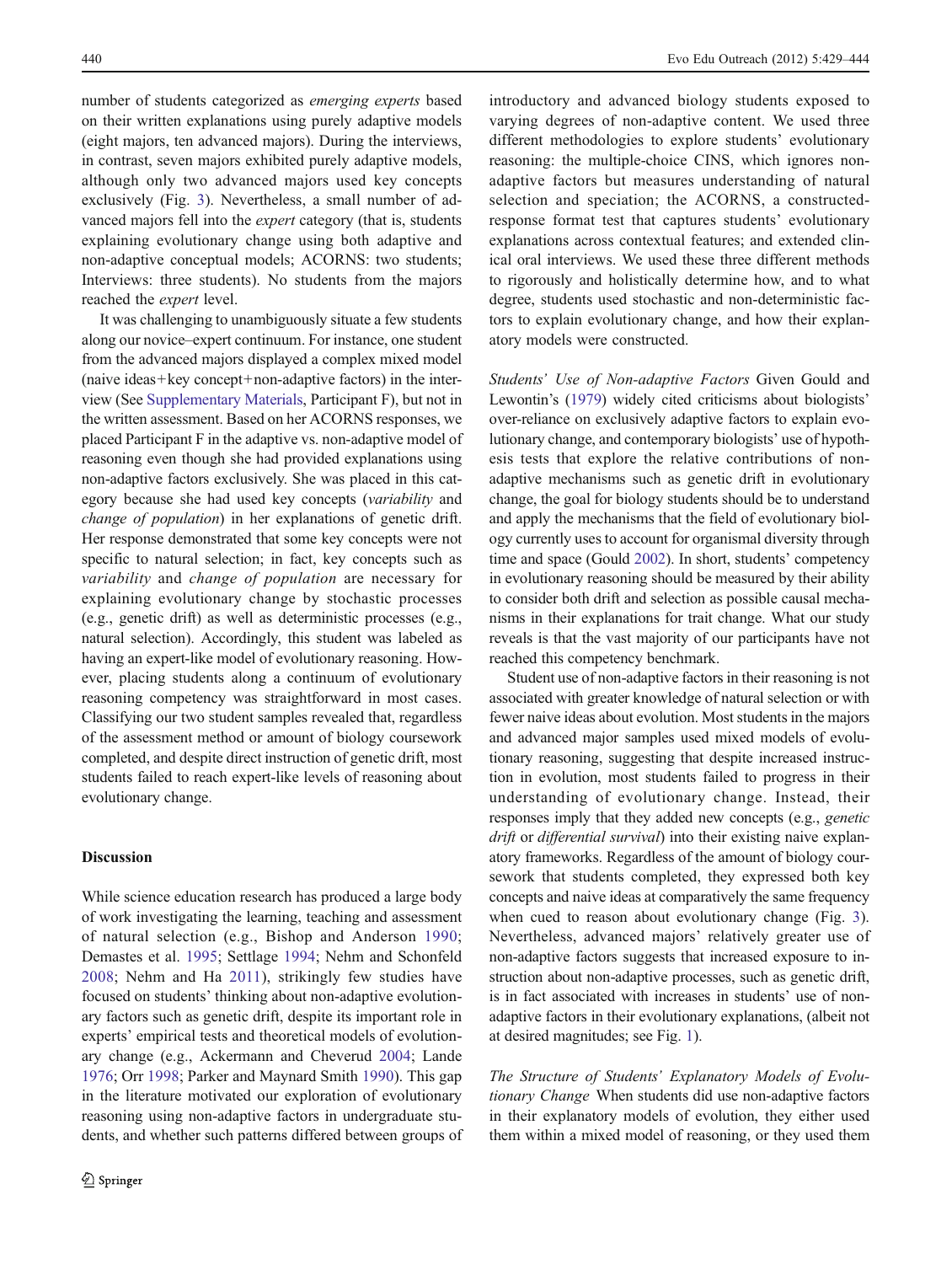number of students categorized as *emerging experts* based on their written explanations using purely adaptive models (eight majors, ten advanced majors). During the interviews, in contrast, seven majors exhibited purely adaptive models, although only two advanced majors used key concepts exclusively (Fig. 3). Nevertheless, a small number of advanced majors fell into the *expert* category (that is, students explaining evolutionary change using both adaptive and non-adaptive conceptual models; ACORNS: two students; Interviews: three students). No students from the majors reached the *expert* level.

It was challenging to unambiguously situate a few students along our novice–expert continuum. For instance, one student from the advanced majors displayed a complex mixed model (naive ideas+key concept+non-adaptive factors) in the interview (See Supplementary Materials, Participant F), but not in the written assessment. Based on her ACORNS responses, we placed Participant F in the adaptive vs. non-adaptive model of reasoning even though she had provided explanations using non-adaptive factors exclusively. She was placed in this category because she had used key concepts (*variability* and *change of population*) in her explanations of genetic drift. Her response demonstrated that some key concepts were not specific to natural selection; in fact, key concepts such as *variability* and *change of population* are necessary for explaining evolutionary change by stochastic processes (e.g., genetic drift) as well as deterministic processes (e.g., natural selection). Accordingly, this student was labeled as having an expert-like model of evolutionary reasoning. However, placing students along a continuum of evolutionary reasoning competency was straightforward in most cases. Classifying our two student samples revealed that, regardless of the assessment method or amount of biology coursework completed, and despite direct instruction of genetic drift, most students failed to reach expert-like levels of reasoning about evolutionary change.

## Discussion

While science education research has produced a large body of work investigating the learning, teaching and assessment of natural selection (e.g., Bishop and Anderson 1990; Demastes et al. 1995; Settlage 1994; Nehm and Schonfeld 2008; Nehm and Ha 2011), strikingly few studies have focused on students' thinking about non-adaptive evolutionary factors such as genetic drift, despite its important role in experts' empirical tests and theoretical models of evolutionary change (e.g., Ackermann and Cheverud 2004; Lande 1976; Orr 1998; Parker and Maynard Smith 1990). This gap in the literature motivated our exploration of evolutionary reasoning using non-adaptive factors in undergraduate students, and whether such patterns differed between groups of introductory and advanced biology students exposed to varying degrees of non-adaptive content. We used three different methodologies to explore students' evolutionary reasoning: the multiple-choice CINS, which ignores non-adaptive factors but measures understanding of natural selection and speciation; the ACORNS, a constructed-response format test that captures students' evolutionary explanations across contextual features; and extended clinical oral interviews. We used these three different methods to rigorously and holistically determine how, and to what degree, students used stochastic and non-deterministic factors to explain evolutionary change, and how their explanatory models were constructed.

*Students' Use of Non-adaptive Factors* Given Gould and Lewontin's (1979) widely cited criticisms about biologists' over-reliance on exclusively adaptive factors to explain evolutionary change, and contemporary biologists' use of hypothesis tests that explore the relative contributions of non-adaptive mechanisms such as genetic drift in evolutionary change, the goal for biology students should be to understand and apply the mechanisms that the field of evolutionary biology currently uses to account for organismal diversity through time and space (Gould 2002). In short, students' competency in evolutionary reasoning should be measured by their ability to consider both drift and selection as possible causal mechanisms in their explanations for trait change. What our study reveals is that the vast majority of our participants have not reached this competency benchmark.

Student use of non-adaptive factors in their reasoning is not associated with greater knowledge of natural selection or with fewer naive ideas about evolution. Most students in the majors and advanced major samples used mixed models of evolutionary reasoning, suggesting that despite increased instruction in evolution, most students failed to progress in their understanding of evolutionary change. Instead, their responses imply that they added new concepts (e.g., *genetic drift* or *differential survival*) into their existing naive explanatory frameworks. Regardless of the amount of biology coursework that students completed, they expressed both key concepts and naive ideas at comparatively the same frequency when cued to reason about evolutionary change (Fig. 3). Nevertheless, advanced majors' relatively greater use of non-adaptive factors suggests that increased exposure to instruction about non-adaptive processes, such as genetic drift, is in fact associated with increases in students' use of non-adaptive factors in their evolutionary explanations, (albeit not at desired magnitudes; see Fig. 1).

*The Structure of Students' Explanatory Models of Evolutionary Change* When students did use non-adaptive factors in their explanatory models of evolution, they either used them within a mixed model of reasoning, or they used them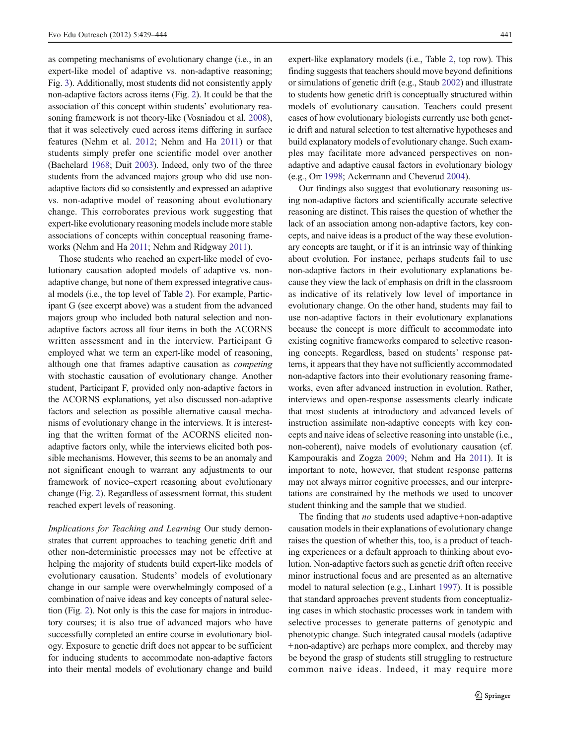as competing mechanisms of evolutionary change (i.e., in an expert-like model of adaptive vs. non-adaptive reasoning; Fig. 3). Additionally, most students did not consistently apply non-adaptive factors across items (Fig. 2). It could be that the association of this concept within students' evolutionary reasoning framework is not theory-like (Vosniadou et al. 2008), that it was selectively cued across items differing in surface features (Nehm et al. 2012; Nehm and Ha 2011) or that students simply prefer one scientific model over another (Bachelard 1968; Duit 2003). Indeed, only two of the three students from the advanced majors group who did use non-adaptive factors did so consistently and expressed an adaptive vs. non-adaptive model of reasoning about evolutionary change. This corroborates previous work suggesting that expert-like evolutionary reasoning models include more stable associations of concepts within conceptual reasoning frameworks (Nehm and Ha 2011; Nehm and Ridgway 2011).

Those students who reached an expert-like model of evolutionary causation adopted models of adaptive vs. non-adaptive change, but none of them expressed integrative causal models (i.e., the top level of Table 2). For example, Participant G (see excerpt above) was a student from the advanced majors group who included both natural selection and non-adaptive factors across all four items in both the ACORNS written assessment and in the interview. Participant G employed what we term an expert-like model of reasoning, although one that frames adaptive causation as *competing* with stochastic causation of evolutionary change. Another student, Participant F, provided only non-adaptive factors in the ACORNS explanations, yet also discussed non-adaptive factors and selection as possible alternative causal mechanisms of evolutionary change in the interviews. It is interesting that the written format of the ACORNS elicited non-adaptive factors only, while the interviews elicited both possible mechanisms. However, this seems to be an anomaly and not significant enough to warrant any adjustments to our framework of novice–expert reasoning about evolutionary change (Fig. 2). Regardless of assessment format, this student reached expert levels of reasoning.

*Implications for Teaching and Learning* Our study demonstrates that current approaches to teaching genetic drift and other non-deterministic processes may not be effective at helping the majority of students build expert-like models of evolutionary causation. Students' models of evolutionary change in our sample were overwhelmingly composed of a combination of naive ideas and key concepts of natural selection (Fig. 2). Not only is this the case for majors in introductory courses; it is also true of advanced majors who have successfully completed an entire course in evolutionary biology. Exposure to genetic drift does not appear to be sufficient for inducing students to accommodate non-adaptive factors into their mental models of evolutionary change and build expert-like explanatory models (i.e., Table 2, top row). This finding suggests that teachers should move beyond definitions or simulations of genetic drift (e.g., Staub 2002) and illustrate to students how genetic drift is conceptually structured within models of evolutionary causation. Teachers could present cases of how evolutionary biologists currently use both genetic drift and natural selection to test alternative hypotheses and build explanatory models of evolutionary change. Such examples may facilitate more advanced perspectives on non-adaptive and adaptive causal factors in evolutionary biology (e.g., Orr 1998; Ackermann and Cheverud 2004).

Our findings also suggest that evolutionary reasoning using non-adaptive factors and scientifically accurate selective reasoning are distinct. This raises the question of whether the lack of an association among non-adaptive factors, key concepts, and naive ideas is a product of the way these evolutionary concepts are taught, or if it is an intrinsic way of thinking about evolution. For instance, perhaps students fail to use non-adaptive factors in their evolutionary explanations because they view the lack of emphasis on drift in the classroom as indicative of its relatively low level of importance in evolutionary change. On the other hand, students may fail to use non-adaptive factors in their evolutionary explanations because the concept is more difficult to accommodate into existing cognitive frameworks compared to selective reasoning concepts. Regardless, based on students' response patterns, it appears that they have not sufficiently accommodated non-adaptive factors into their evolutionary reasoning frameworks, even after advanced instruction in evolution. Rather, interviews and open-response assessments clearly indicate that most students at introductory and advanced levels of instruction assimilate non-adaptive concepts with key concepts and naive ideas of selective reasoning into unstable (i.e., non-coherent), naive models of evolutionary causation (cf. Kampourakis and Zogza 2009; Nehm and Ha 2011). It is important to note, however, that student response patterns may not always mirror cognitive processes, and our interpretations are constrained by the methods we used to uncover student thinking and the sample that we studied.

The finding that *no* students used adaptive+non-adaptive causation models in their explanations of evolutionary change raises the question of whether this, too, is a product of teaching experiences or a default approach to thinking about evolution. Non-adaptive factors such as genetic drift often receive minor instructional focus and are presented as an alternative model to natural selection (e.g., Linhart 1997). It is possible that standard approaches prevent students from conceptualizing cases in which stochastic processes work in tandem with selective processes to generate patterns of genotypic and phenotypic change. Such integrated causal models (adaptive +non-adaptive) are perhaps more complex, and thereby may be beyond the grasp of students still struggling to restructure common naive ideas. Indeed, it may require more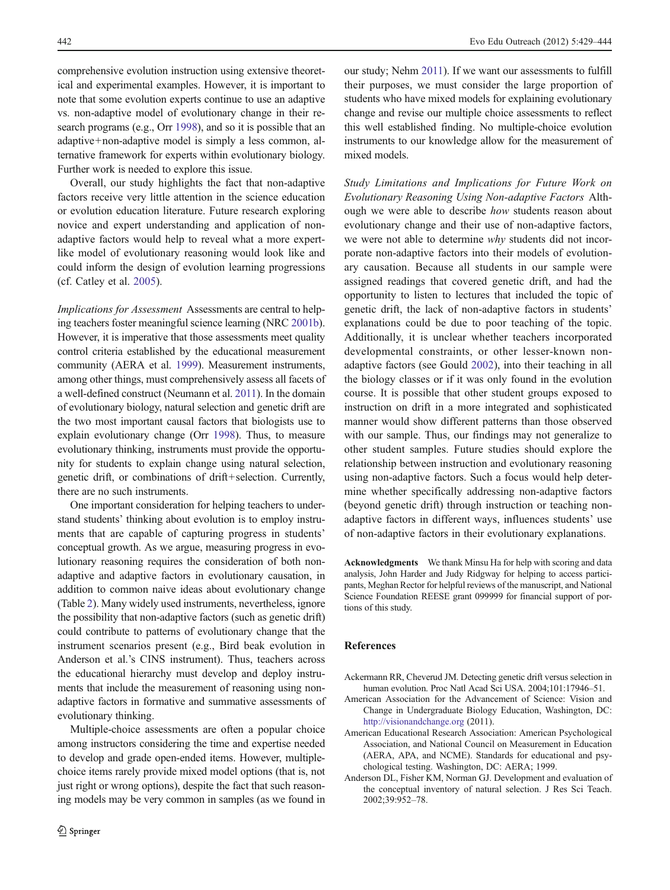comprehensive evolution instruction using extensive theoretical and experimental examples. However, it is important to note that some evolution experts continue to use an adaptive vs. non-adaptive model of evolutionary change in their research programs (e.g., Orr 1998), and so it is possible that an adaptive+non-adaptive model is simply a less common, alternative framework for experts within evolutionary biology. Further work is needed to explore this issue.

Overall, our study highlights the fact that non-adaptive factors receive very little attention in the science education or evolution education literature. Future research exploring novice and expert understanding and application of non-adaptive factors would help to reveal what a more expert-like model of evolutionary reasoning would look like and could inform the design of evolution learning progressions (cf. Catley et al. 2005).

*Implications for Assessment* Assessments are central to helping teachers foster meaningful science learning (NRC 2001b). However, it is imperative that those assessments meet quality control criteria established by the educational measurement community (AERA et al. 1999). Measurement instruments, among other things, must comprehensively assess all facets of a well-defined construct (Neumann et al. 2011). In the domain of evolutionary biology, natural selection and genetic drift are the two most important causal factors that biologists use to explain evolutionary change (Orr 1998). Thus, to measure evolutionary thinking, instruments must provide the opportunity for students to explain change using natural selection, genetic drift, or combinations of drift+selection. Currently, there are no such instruments.

One important consideration for helping teachers to understand students' thinking about evolution is to employ instruments that are capable of capturing progress in students' conceptual growth. As we argue, measuring progress in evolutionary reasoning requires the consideration of both non-adaptive and adaptive factors in evolutionary causation, in addition to common naive ideas about evolutionary change (Table 2). Many widely used instruments, nevertheless, ignore the possibility that non-adaptive factors (such as genetic drift) could contribute to patterns of evolutionary change that the instrument scenarios present (e.g., Bird beak evolution in Anderson et al.'s CINS instrument). Thus, teachers across the educational hierarchy must develop and deploy instruments that include the measurement of reasoning using non-adaptive factors in formative and summative assessments of evolutionary thinking.

Multiple-choice assessments are often a popular choice among instructors considering the time and expertise needed to develop and grade open-ended items. However, multiple-choice items rarely provide mixed model options (that is, not just right or wrong options), despite the fact that such reasoning models may be very common in samples (as we found in our study; Nehm 2011). If we want our assessments to fulfill their purposes, we must consider the large proportion of students who have mixed models for explaining evolutionary change and revise our multiple choice assessments to reflect this well established finding. No multiple-choice evolution instruments to our knowledge allow for the measurement of mixed models.

*Study Limitations and Implications for Future Work on Evolutionary Reasoning Using Non-adaptive Factors* Although we were able to describe *how* students reason about evolutionary change and their use of non-adaptive factors, we were not able to determine *why* students did not incorporate non-adaptive factors into their models of evolutionary causation. Because all students in our sample were assigned readings that covered genetic drift, and had the opportunity to listen to lectures that included the topic of genetic drift, the lack of non-adaptive factors in students' explanations could be due to poor teaching of the topic. Additionally, it is unclear whether teachers incorporated developmental constraints, or other lesser-known non-adaptive factors (see Gould 2002), into their teaching in all the biology classes or if it was only found in the evolution course. It is possible that other student groups exposed to instruction on drift in a more integrated and sophisticated manner would show different patterns than those observed with our sample. Thus, our findings may not generalize to other student samples. Future studies should explore the relationship between instruction and evolutionary reasoning using non-adaptive factors. Such a focus would help determine whether specifically addressing non-adaptive factors (beyond genetic drift) through instruction or teaching non-adaptive factors in different ways, influences students' use of non-adaptive factors in their evolutionary explanations.

**Acknowledgments** We thank Minsu Ha for help with scoring and data analysis, John Harder and Judy Ridgway for helping to access participants, Meghan Rector for helpful reviews of the manuscript, and National Science Foundation REESE grant 099999 for financial support of portions of this study.

## References

Ackermann RR, Cheverud JM. Detecting genetic drift versus selection in human evolution. Proc Natl Acad Sci USA. 2004;101:17946–51.

American Association for the Advancement of Science: Vision and Change in Undergraduate Biology Education, Washington, DC: http://visionandchange.org (2011).

American Educational Research Association: American Psychological Association, and National Council on Measurement in Education (AERA, APA, and NCME). Standards for educational and psychological testing. Washington, DC: AERA; 1999.

Anderson DL, Fisher KM, Norman GJ. Development and evaluation of the conceptual inventory of natural selection. J Res Sci Teach. 2002;39:952–78.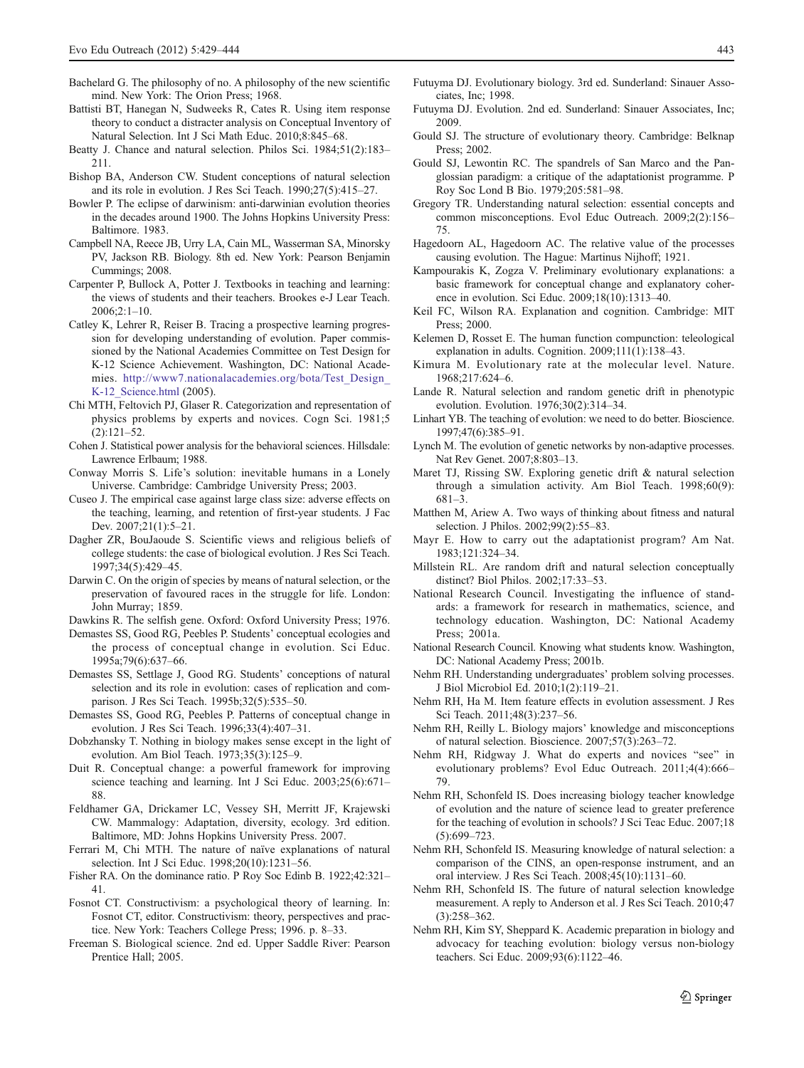Bachelard G. The philosophy of no. A philosophy of the new scientific mind. New York: The Orion Press; 1968.

Battisti BT, Hanegan N, Sudweeks R, Cates R. Using item response theory to conduct a distracter analysis on Conceptual Inventory of Natural Selection. Int J Sci Math Educ. 2010;8:845–68.

Beatty J. Chance and natural selection. Philos Sci. 1984;51(2):183–211.

Bishop BA, Anderson CW. Student conceptions of natural selection and its role in evolution. J Res Sci Teach. 1990;27(5):415–27.

Bowler P. The eclipse of darwinism: anti-darwinian evolution theories in the decades around 1900. The Johns Hopkins University Press: Baltimore. 1983.

Campbell NA, Reece JB, Urry LA, Cain ML, Wasserman SA, Minorsky PV, Jackson RB. Biology. 8th ed. New York: Pearson Benjamin Cummings; 2008.

Carpenter P, Bullock A, Potter J. Textbooks in teaching and learning: the views of students and their teachers. Brookes e-J Lear Teach. 2006;2:1–10.

Catley K, Lehrer R, Reiser B. Tracing a prospective learning progression for developing understanding of evolution. Paper commissioned by the National Academies Committee on Test Design for K-12 Science Achievement. Washington, DC: National Academies. http://www7.nationalacademies.org/bota/Test_Design_K-12_Science.html (2005).

Chi MTH, Feltovich PJ, Glaser R. Categorization and representation of physics problems by experts and novices. Cogn Sci. 1981;5(2):121–52.

Cohen J. Statistical power analysis for the behavioral sciences. Hillsdale: Lawrence Erlbaum; 1988.

Conway Morris S. Life's solution: inevitable humans in a Lonely Universe. Cambridge: Cambridge University Press; 2003.

Cuseo J. The empirical case against large class size: adverse effects on the teaching, learning, and retention of first-year students. J Fac Dev. 2007;21(1):5–21.

Dagher ZR, BouJaoude S. Scientific views and religious beliefs of college students: the case of biological evolution. J Res Sci Teach. 1997;34(5):429–45.

Darwin C. On the origin of species by means of natural selection, or the preservation of favoured races in the struggle for life. London: John Murray; 1859.

Dawkins R. The selfish gene. Oxford: Oxford University Press; 1976.

Demastes SS, Good RG, Peebles P. Students' conceptual ecologies and the process of conceptual change in evolution. Sci Educ. 1995a;79(6):637–66.

Demastes SS, Settlage J, Good RG. Students' conceptions of natural selection and its role in evolution: cases of replication and comparison. J Res Sci Teach. 1995b;32(5):535–50.

Demastes SS, Good RG, Peebles P. Patterns of conceptual change in evolution. J Res Sci Teach. 1996;33(4):407–31.

Dobzhansky T. Nothing in biology makes sense except in the light of evolution. Am Biol Teach. 1973;35(3):125–9.

Duit R. Conceptual change: a powerful framework for improving science teaching and learning. Int J Sci Educ. 2003;25(6):671–88.

Feldhamer GA, Drickamer LC, Vessey SH, Merritt JF, Krajewski CW. Mammalogy: Adaptation, diversity, ecology. 3rd edition. Baltimore, MD: Johns Hopkins University Press. 2007.

Ferrari M, Chi MTH. The nature of naïve explanations of natural selection. Int J Sci Educ. 1998;20(10):1231–56.

Fisher RA. On the dominance ratio. P Roy Soc Edinb B. 1922;42:321–41.

Fosnot CT. Constructivism: a psychological theory of learning. In: Fosnot CT, editor. Constructivism: theory, perspectives and practice. New York: Teachers College Press; 1996. p. 8–33.

Freeman S. Biological science. 2nd ed. Upper Saddle River: Pearson Prentice Hall; 2005.

Futuyma DJ. Evolutionary biology. 3rd ed. Sunderland: Sinauer Associates, Inc; 1998.

Futuyma DJ. Evolution. 2nd ed. Sunderland: Sinauer Associates, Inc; 2009.

Gould SJ. The structure of evolutionary theory. Cambridge: Belknap Press; 2002.

Gould SJ, Lewontin RC. The spandrels of San Marco and the Panglossian paradigm: a critique of the adaptationist programme. P Roy Soc Lond B Bio. 1979;205:581–98.

Gregory TR. Understanding natural selection: essential concepts and common misconceptions. Evol Educ Outreach. 2009;2(2):156–75.

Hagedoorn AL, Hagedoorn AC. The relative value of the processes causing evolution. The Hague: Martinus Nijhoff; 1921.

Kampourakis K, Zogza V. Preliminary evolutionary explanations: a basic framework for conceptual change and explanatory coherence in evolution. Sci Educ. 2009;18(10):1313–40.

Keil FC, Wilson RA. Explanation and cognition. Cambridge: MIT Press; 2000.

Kelemen D, Rosset E. The human function compunction: teleological explanation in adults. Cognition. 2009;111(1):138–43.

Kimura M. Evolutionary rate at the molecular level. Nature. 1968;217:624–6.

Lande R. Natural selection and random genetic drift in phenotypic evolution. Evolution. 1976;30(2):314–34.

Linhart YB. The teaching of evolution: we need to do better. Bioscience. 1997;47(6):385–91.

Lynch M. The evolution of genetic networks by non-adaptive processes. Nat Rev Genet. 2007;8:803–13.

Maret TJ, Rissing SW. Exploring genetic drift & natural selection through a simulation activity. Am Biol Teach. 1998;60(9):681–3.

Matthen M, Ariew A. Two ways of thinking about fitness and natural selection. J Philos. 2002;99(2):55–83.

Mayr E. How to carry out the adaptationist program? Am Nat. 1983;121:324–34.

Millstein RL. Are random drift and natural selection conceptually distinct? Biol Philos. 2002;17:33–53.

National Research Council. Investigating the influence of standards: a framework for research in mathematics, science, and technology education. Washington, DC: National Academy Press; 2001a.

National Research Council. Knowing what students know. Washington, DC: National Academy Press; 2001b.

Nehm RH. Understanding undergraduates' problem solving processes. J Biol Microbiol Ed. 2010;1(2):119–21.

Nehm RH, Ha M. Item feature effects in evolution assessment. J Res Sci Teach. 2011;48(3):237–56.

Nehm RH, Reilly L. Biology majors' knowledge and misconceptions of natural selection. Bioscience. 2007;57(3):263–72.

Nehm RH, Ridgway J. What do experts and novices "see" in evolutionary problems? Evol Educ Outreach. 2011;4(4):666–79.

Nehm RH, Schonfeld IS. Does increasing biology teacher knowledge of evolution and the nature of science lead to greater preference for the teaching of evolution in schools? J Sci Teac Educ. 2007;18(5):699–723.

Nehm RH, Schonfeld IS. Measuring knowledge of natural selection: a comparison of the CINS, an open-response instrument, and an oral interview. J Res Sci Teach. 2008;45(10):1131–60.

Nehm RH, Schonfeld IS. The future of natural selection knowledge measurement. A reply to Anderson et al. J Res Sci Teach. 2010;47(3):258–362.

Nehm RH, Kim SY, Sheppard K. Academic preparation in biology and advocacy for teaching evolution: biology versus non-biology teachers. Sci Educ. 2009;93(6):1122–46.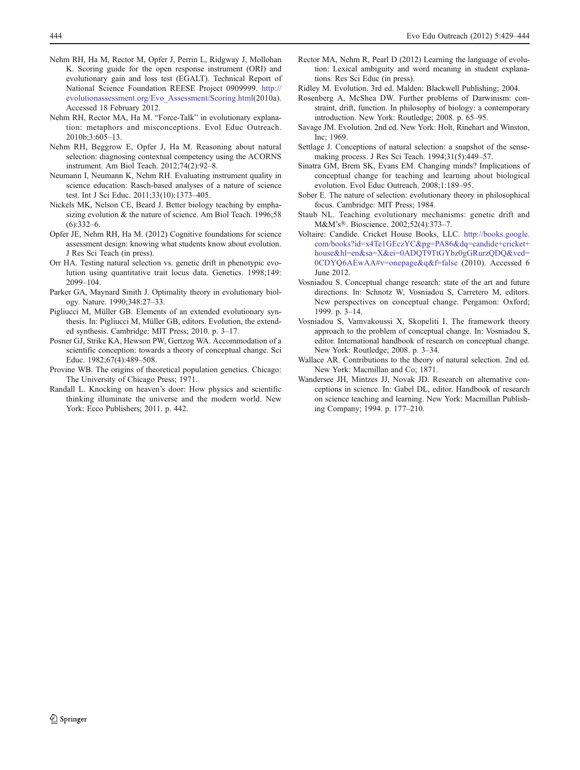Nehm RH, Ha M, Rector M, Opfer J, Perrin L, Ridgway J, Mollohan K. Scoring guide for the open response instrument (ORI) and evolutionary gain and loss test (EGALT). Technical Report of National Science Foundation REESE Project 0909999. http://evolutionassessment.org/Evo_Assessment/Scoring.html(2010a). Accessed 18 February 2012.

Nehm RH, Rector MA, Ha M. "Force-Talk" in evolutionary explanation: metaphors and misconceptions. Evol Educ Outreach. 2010b;3:605–13.

Nehm RH, Beggrow E, Opfer J, Ha M. Reasoning about natural selection: diagnosing contextual competency using the ACORNS instrument. Am Biol Teach. 2012;74(2):92–8.

Neumann I, Neumann K, Nehm RH. Evaluating instrument quality in science education: Rasch-based analyses of a nature of science test. Int J Sci Educ. 2011;33(10):1373–405.

Nickels MK, Nelson CE, Beard J. Better biology teaching by emphasizing evolution & the nature of science. Am Biol Teach. 1996;58(6):332–6.

Opfer JE, Nehm RH, Ha M. (2012) Cognitive foundations for science assessment design: knowing what students know about evolution. J Res Sci Teach (in press).

Orr HA. Testing natural selection vs. genetic drift in phenotypic evolution using quantitative trait locus data. Genetics. 1998;149:2099–104.

Parker GA, Maynard Smith J. Optimality theory in evolutionary biology. Nature. 1990;348:27–33.

Pigliucci M, Müller GB. Elements of an extended evolutionary synthesis. In: Pigliucci M, Müller GB, editors. Evolution, the extended synthesis. Cambridge: MIT Press; 2010. p. 3–17.

Posner GJ, Strike KA, Hewson PW, Gertzog WA. Accommodation of a scientific conception: towards a theory of conceptual change. Sci Educ. 1982;67(4):489–508.

Provine WB. The origins of theoretical population genetics. Chicago: The University of Chicago Press; 1971.

Randall L. Knocking on heaven's door: How physics and scientific thinking illuminate the universe and the modern world. New York: Ecco Publishers; 2011. p. 442.

Rector MA, Nehm R, Pearl D (2012) Learning the language of evolution: Lexical ambiguity and word meaning in student explanations. Res Sci Educ (in press).

Ridley M. Evolution. 3rd ed. Malden: Blackwell Publishing; 2004.

Rosenberg A, McShea DW. Further problems of Darwinism: constraint, drift, function. In philosophy of biology: a contemporary introduction. New York: Routledge; 2008. p. 65–95.

Savage JM. Evolution. 2nd ed. New York: Holt, Rinehart and Winston, Inc; 1969.

Settlage J. Conceptions of natural selection: a snapshot of the sense-making process. J Res Sci Teach. 1994;31(5):449–57.

Sinatra GM, Brem SK, Evans EM. Changing minds? Implications of conceptual change for teaching and learning about biological evolution. Evol Educ Outreach. 2008;1:189–95.

Sober E. The nature of selection: evolutionary theory in philosophical focus. Cambridge: MIT Press; 1984.

Staub NL. Teaching evolutionary mechanisms: genetic drift and M&M's®. Bioscience. 2002;52(4):373–7.

Voltaire: Candide. Cricket House Books, LLC. http://books.google.com/books?id=x4Te1GEczYC&pg=PA86&dq=candide+cricket+house&hl=en&sa=X&ei=0ADQT9TtGYbz0gGRurzQDQ&ved=0CDYQ6AEwAA#v=onepage&q&f=false (2010). Accessed 6 June 2012.

Vosniadou S. Conceptual change research: state of the art and future directions. In: Schnotz W, Vosniadou S, Carretero M, editors. New perspectives on conceptual change. Pergamon: Oxford; 1999. p. 3–14.

Vosniadou S, Vamvakoussi X, Skopeliti I. The framework theory approach to the problem of conceptual change. In: Vosniadou S, editor. International handbook of research on conceptual change. New York: Routledge; 2008. p. 3–34.

Wallace AR. Contributions to the theory of natural selection. 2nd ed. New York: Macmillan and Co; 1871.

Wandersee JH, Mintzes JJ, Novak JD. Research on alternative conceptions in science. In: Gabel DL, editor. Handbook of research on science teaching and learning. New York: Macmillan Publishing Company; 1994. p. 177–210.